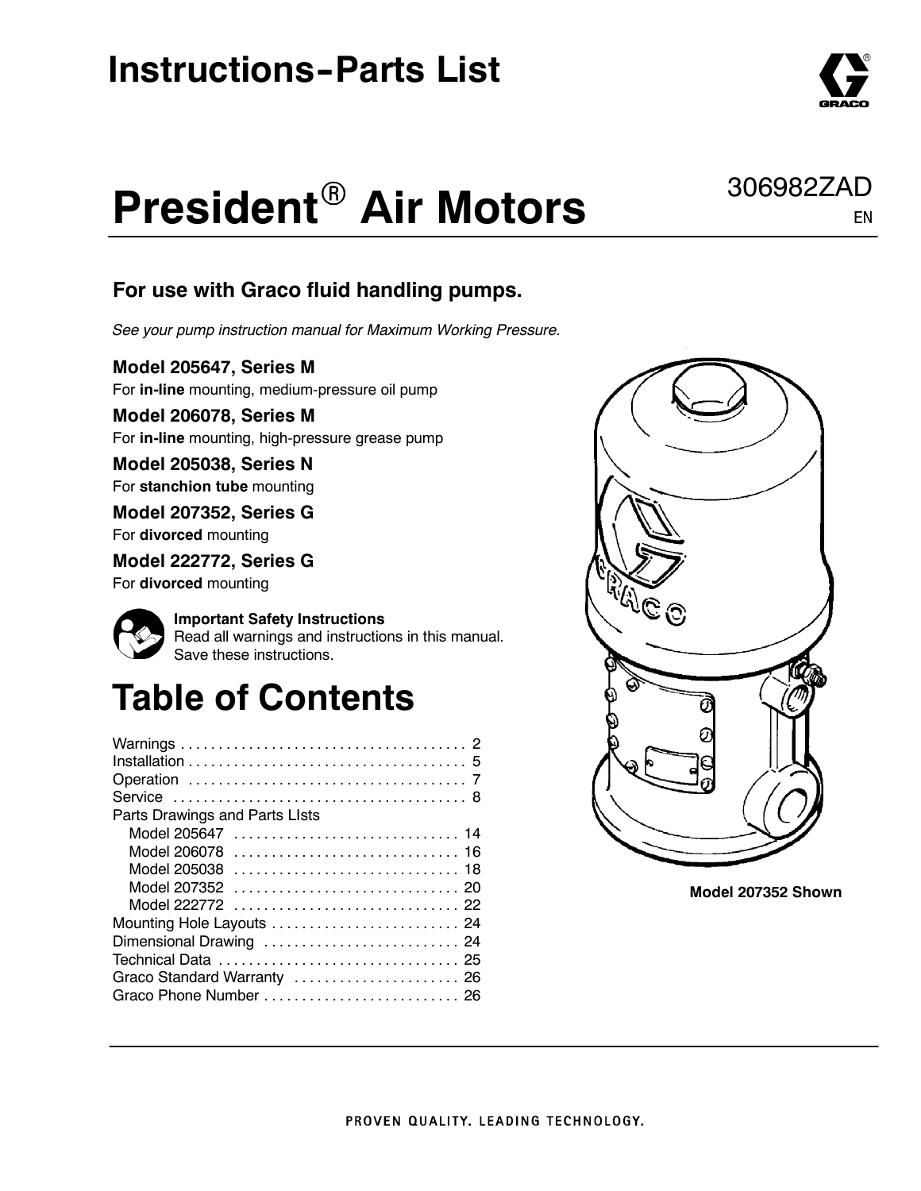# Instructions-Parts List

# President® Air Motors

306982ZAD

EN

## For use with Graco fluid handling pumps.

*See your pump instruction manual for Maximum Working Pressure.*

**Model 205647, Series M**
For **in-line** mounting, medium-pressure oil pump

**Model 206078, Series M**
For **in-line** mounting, high-pressure grease pump

**Model 205038, Series N**
For **stanchion tube** mounting

**Model 207352, Series G**
For **divorced** mounting

**Model 222772, Series G**
For **divorced** mounting

**Important Safety Instructions**
Read all warnings and instructions in this manual. Save these instructions.

Model 207352 Shown

# Table of Contents

Warnings . . . . . . . . . . . . . . . . . . . . . . . . . . . . . . . . . . . . . . 2
Installation . . . . . . . . . . . . . . . . . . . . . . . . . . . . . . . . . . . . . 5
Operation . . . . . . . . . . . . . . . . . . . . . . . . . . . . . . . . . . . . . 7
Service . . . . . . . . . . . . . . . . . . . . . . . . . . . . . . . . . . . . . . . 8
Parts Drawings and Parts LIsts
  Model 205647 . . . . . . . . . . . . . . . . . . . . . . . . . . . . . . 14
  Model 206078 . . . . . . . . . . . . . . . . . . . . . . . . . . . . . . 16
  Model 205038 . . . . . . . . . . . . . . . . . . . . . . . . . . . . . . 18
  Model 207352 . . . . . . . . . . . . . . . . . . . . . . . . . . . . . . 20
  Model 222772 . . . . . . . . . . . . . . . . . . . . . . . . . . . . . . 22
Mounting Hole Layouts . . . . . . . . . . . . . . . . . . . . . . . . . 24
Dimensional Drawing . . . . . . . . . . . . . . . . . . . . . . . . . . 24
Technical Data . . . . . . . . . . . . . . . . . . . . . . . . . . . . . . . 25
Graco Standard Warranty . . . . . . . . . . . . . . . . . . . . . . 26
Graco Phone Number . . . . . . . . . . . . . . . . . . . . . . . . . . 26

PROVEN QUALITY. LEADING TECHNOLOGY.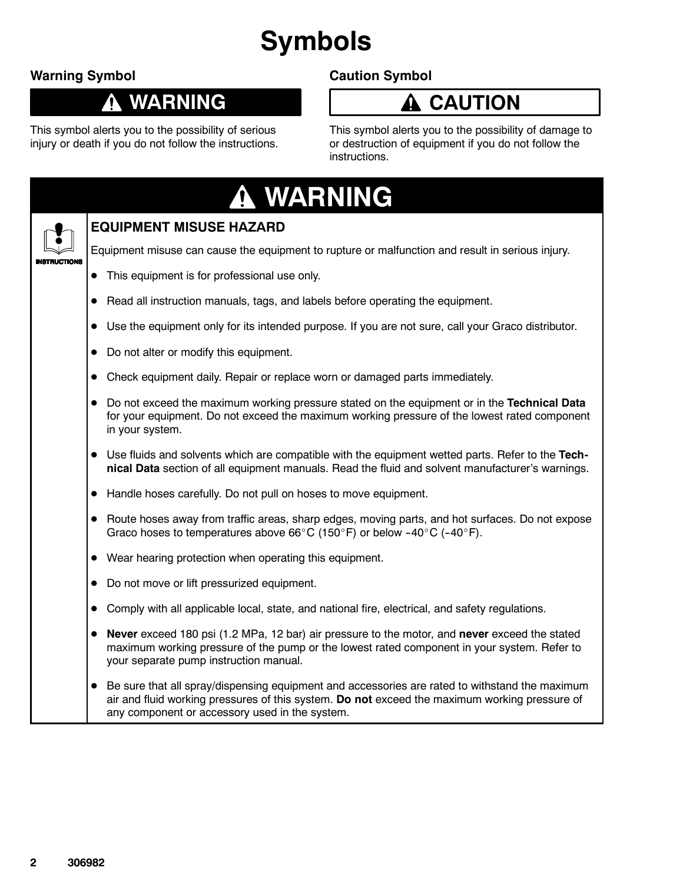# Symbols

### Warning Symbol

**⚠ WARNING**

This symbol alerts you to the possibility of serious injury or death if you do not follow the instructions.

### Caution Symbol

**⚠ CAUTION**

This symbol alerts you to the possibility of damage to or destruction of equipment if you do not follow the instructions.

## ⚠ WARNING

INSTRUCTIONS

### EQUIPMENT MISUSE HAZARD

Equipment misuse can cause the equipment to rupture or malfunction and result in serious injury.

- This equipment is for professional use only.
- Read all instruction manuals, tags, and labels before operating the equipment.
- Use the equipment only for its intended purpose. If you are not sure, call your Graco distributor.
- Do not alter or modify this equipment.
- Check equipment daily. Repair or replace worn or damaged parts immediately.
- Do not exceed the maximum working pressure stated on the equipment or in the **Technical Data** for your equipment. Do not exceed the maximum working pressure of the lowest rated component in your system.
- Use fluids and solvents which are compatible with the equipment wetted parts. Refer to the **Technical Data** section of all equipment manuals. Read the fluid and solvent manufacturer's warnings.
- Handle hoses carefully. Do not pull on hoses to move equipment.
- Route hoses away from traffic areas, sharp edges, moving parts, and hot surfaces. Do not expose Graco hoses to temperatures above 66°C (150°F) or below –40°C (–40°F).
- Wear hearing protection when operating this equipment.
- Do not move or lift pressurized equipment.
- Comply with all applicable local, state, and national fire, electrical, and safety regulations.
- **Never** exceed 180 psi (1.2 MPa, 12 bar) air pressure to the motor, and **never** exceed the stated maximum working pressure of the pump or the lowest rated component in your system. Refer to your separate pump instruction manual.
- Be sure that all spray/dispensing equipment and accessories are rated to withstand the maximum air and fluid working pressures of this system. **Do not** exceed the maximum working pressure of any component or accessory used in the system.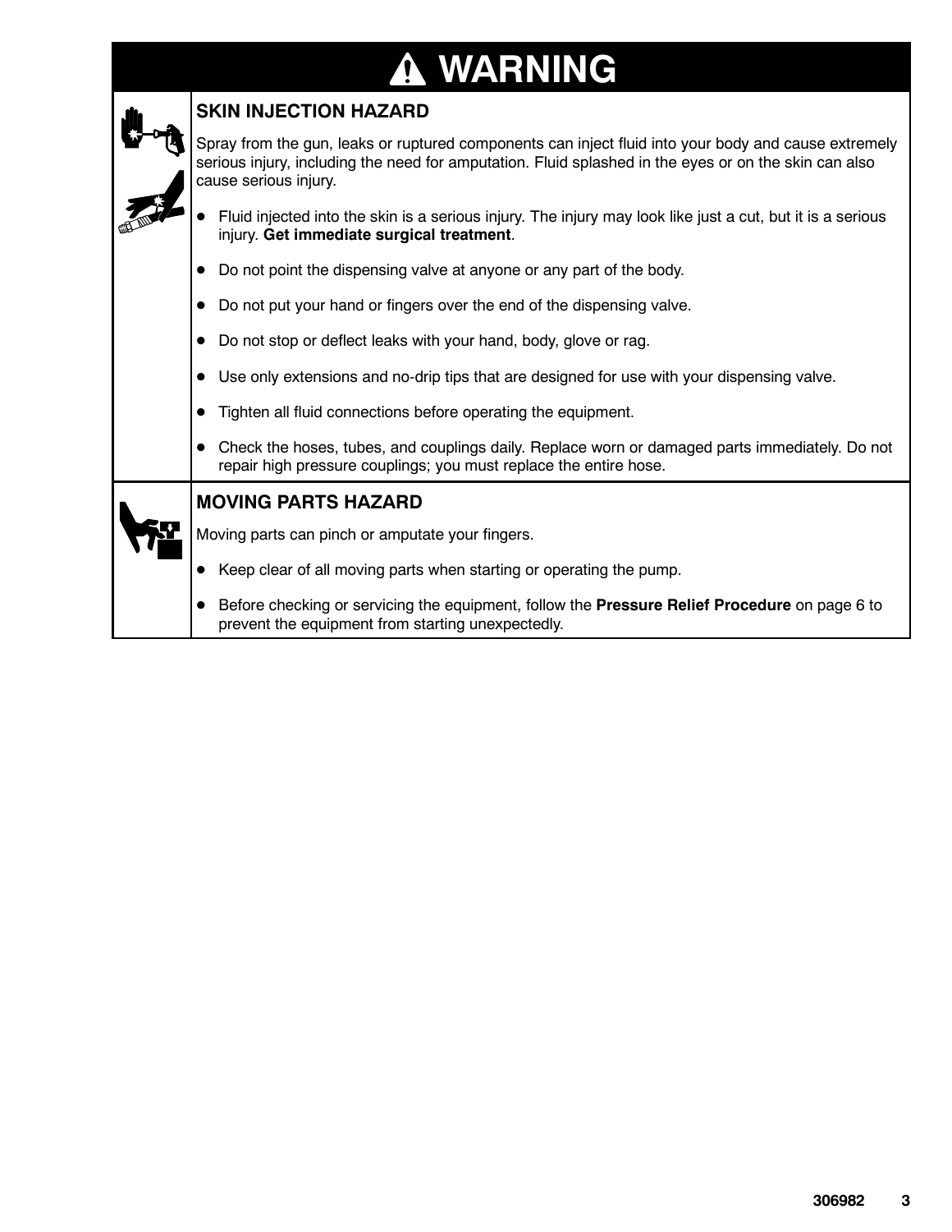# WARNING

## SKIN INJECTION HAZARD

Spray from the gun, leaks or ruptured components can inject fluid into your body and cause extremely serious injury, including the need for amputation. Fluid splashed in the eyes or on the skin can also cause serious injury.

- Fluid injected into the skin is a serious injury. The injury may look like just a cut, but it is a serious injury. **Get immediate surgical treatment**.
- Do not point the dispensing valve at anyone or any part of the body.
- Do not put your hand or fingers over the end of the dispensing valve.
- Do not stop or deflect leaks with your hand, body, glove or rag.
- Use only extensions and no-drip tips that are designed for use with your dispensing valve.
- Tighten all fluid connections before operating the equipment.
- Check the hoses, tubes, and couplings daily. Replace worn or damaged parts immediately. Do not repair high pressure couplings; you must replace the entire hose.

## MOVING PARTS HAZARD

Moving parts can pinch or amputate your fingers.

- Keep clear of all moving parts when starting or operating the pump.
- Before checking or servicing the equipment, follow the **Pressure Relief Procedure** on page 6 to prevent the equipment from starting unexpectedly.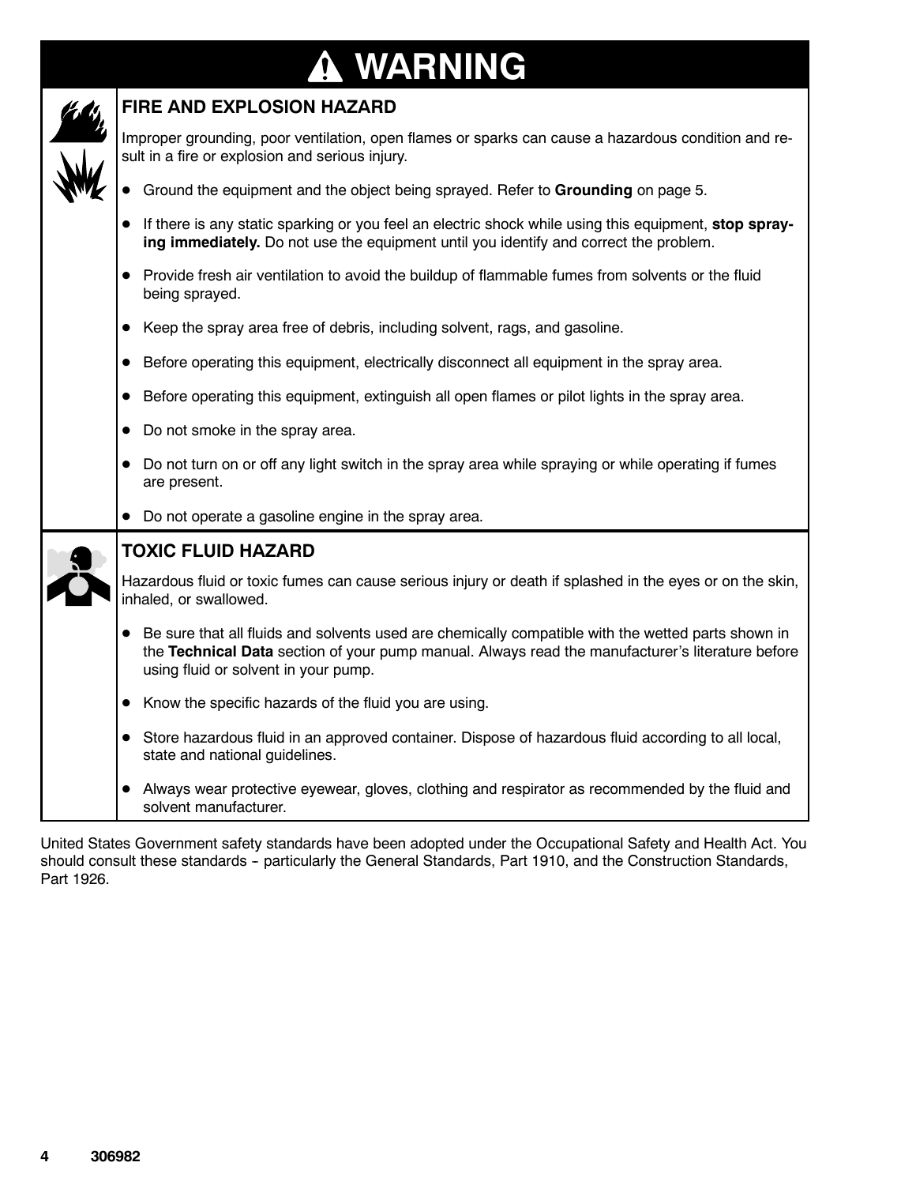# WARNING

## FIRE AND EXPLOSION HAZARD

Improper grounding, poor ventilation, open flames or sparks can cause a hazardous condition and result in a fire or explosion and serious injury.

- Ground the equipment and the object being sprayed. Refer to **Grounding** on page 5.
- If there is any static sparking or you feel an electric shock while using this equipment, **stop spraying immediately.** Do not use the equipment until you identify and correct the problem.
- Provide fresh air ventilation to avoid the buildup of flammable fumes from solvents or the fluid being sprayed.
- Keep the spray area free of debris, including solvent, rags, and gasoline.
- Before operating this equipment, electrically disconnect all equipment in the spray area.
- Before operating this equipment, extinguish all open flames or pilot lights in the spray area.
- Do not smoke in the spray area.
- Do not turn on or off any light switch in the spray area while spraying or while operating if fumes are present.
- Do not operate a gasoline engine in the spray area.

## TOXIC FLUID HAZARD

Hazardous fluid or toxic fumes can cause serious injury or death if splashed in the eyes or on the skin, inhaled, or swallowed.

- Be sure that all fluids and solvents used are chemically compatible with the wetted parts shown in the **Technical Data** section of your pump manual. Always read the manufacturer's literature before using fluid or solvent in your pump.
- Know the specific hazards of the fluid you are using.
- Store hazardous fluid in an approved container. Dispose of hazardous fluid according to all local, state and national guidelines.
- Always wear protective eyewear, gloves, clothing and respirator as recommended by the fluid and solvent manufacturer.

United States Government safety standards have been adopted under the Occupational Safety and Health Act. You should consult these standards – particularly the General Standards, Part 1910, and the Construction Standards, Part 1926.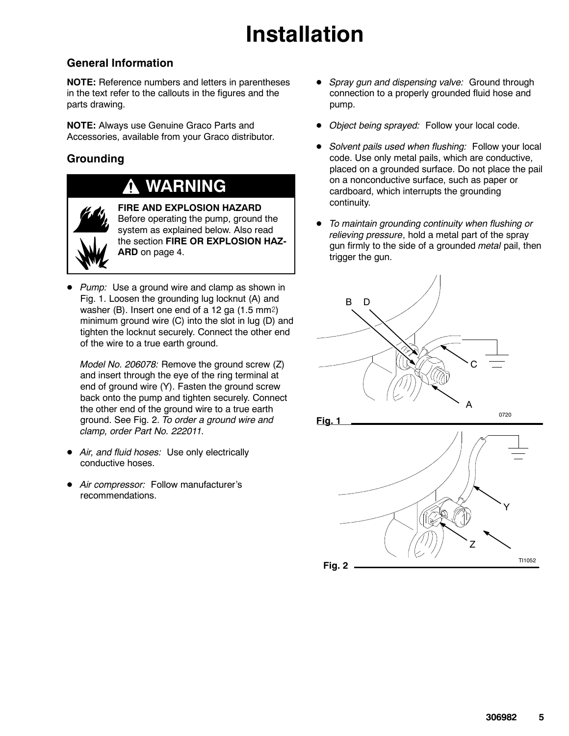# Installation

## General Information

**NOTE:** Reference numbers and letters in parentheses in the text refer to the callouts in the figures and the parts drawing.

**NOTE:** Always use Genuine Graco Parts and Accessories, available from your Graco distributor.

## Grounding

**WARNING**

**FIRE AND EXPLOSION HAZARD**
Before operating the pump, ground the system as explained below. Also read the section **FIRE OR EXPLOSION HAZARD** on page 4.

- *Pump:* Use a ground wire and clamp as shown in Fig. 1. Loosen the grounding lug locknut (A) and washer (B). Insert one end of a 12 ga (1.5 $mm^2$) minimum ground wire (C) into the slot in lug (D) and tighten the locknut securely. Connect the other end of the wire to a true earth ground.

  *Model No. 206078:* Remove the ground screw (Z) and insert through the eye of the ring terminal at end of ground wire (Y). Fasten the ground screw back onto the pump and tighten securely. Connect the other end of the ground wire to a true earth ground. See Fig. 2. *To order a ground wire and clamp, order Part No. 222011.*

- *Air, and fluid hoses:* Use only electrically conductive hoses.
- *Air compressor:* Follow manufacturer's recommendations.
- *Spray gun and dispensing valve:* Ground through connection to a properly grounded fluid hose and pump.
- *Object being sprayed:* Follow your local code.
- *Solvent pails used when flushing:* Follow your local code. Use only metal pails, which are conductive, placed on a grounded surface. Do not place the pail on a nonconductive surface, such as paper or cardboard, which interrupts the grounding continuity.
- *To maintain grounding continuity when flushing or relieving pressure*, hold a metal part of the spray gun firmly to the side of a grounded *metal* pail, then trigger the gun.

Fig. 1

Fig. 2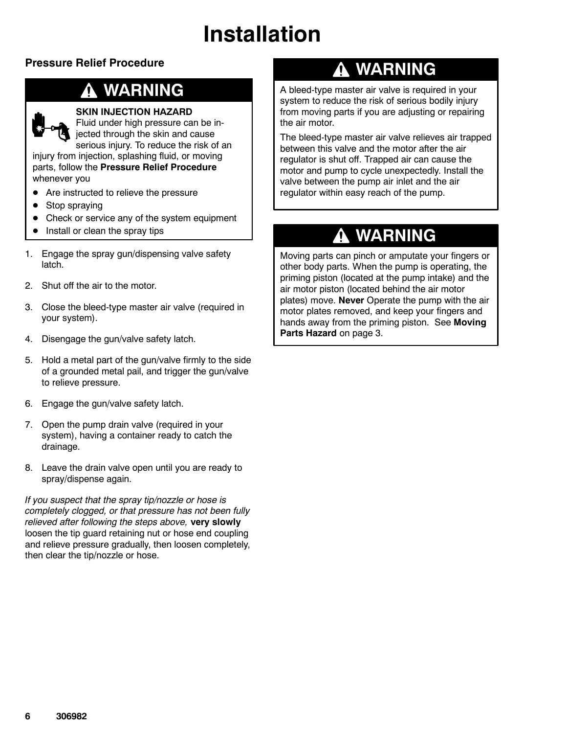# Installation

### Pressure Relief Procedure

## ⚠ WARNING

**SKIN INJECTION HAZARD**
Fluid under high pressure can be injected through the skin and cause serious injury. To reduce the risk of an injury from injection, splashing fluid, or moving parts, follow the **Pressure Relief Procedure** whenever you

- Are instructed to relieve the pressure
- Stop spraying
- Check or service any of the system equipment
- Install or clean the spray tips

1. Engage the spray gun/dispensing valve safety latch.
2. Shut off the air to the motor.
3. Close the bleed-type master air valve (required in your system).
4. Disengage the gun/valve safety latch.
5. Hold a metal part of the gun/valve firmly to the side of a grounded metal pail, and trigger the gun/valve to relieve pressure.
6. Engage the gun/valve safety latch.
7. Open the pump drain valve (required in your system), having a container ready to catch the drainage.
8. Leave the drain valve open until you are ready to spray/dispense again.

*If you suspect that the spray tip/nozzle or hose is completely clogged, or that pressure has not been fully relieved after following the steps above,* **very slowly** loosen the tip guard retaining nut or hose end coupling and relieve pressure gradually, then loosen completely, then clear the tip/nozzle or hose.

## ⚠ WARNING

A bleed-type master air valve is required in your system to reduce the risk of serious bodily injury from moving parts if you are adjusting or repairing the air motor.

The bleed-type master air valve relieves air trapped between this valve and the motor after the air regulator is shut off. Trapped air can cause the motor and pump to cycle unexpectedly. Install the valve between the pump air inlet and the air regulator within easy reach of the pump.

## ⚠ WARNING

Moving parts can pinch or amputate your fingers or other body parts. When the pump is operating, the priming piston (located at the pump intake) and the air motor piston (located behind the air motor plates) move. **Never** Operate the pump with the air motor plates removed, and keep your fingers and hands away from the priming piston. See **Moving Parts Hazard** on page 3.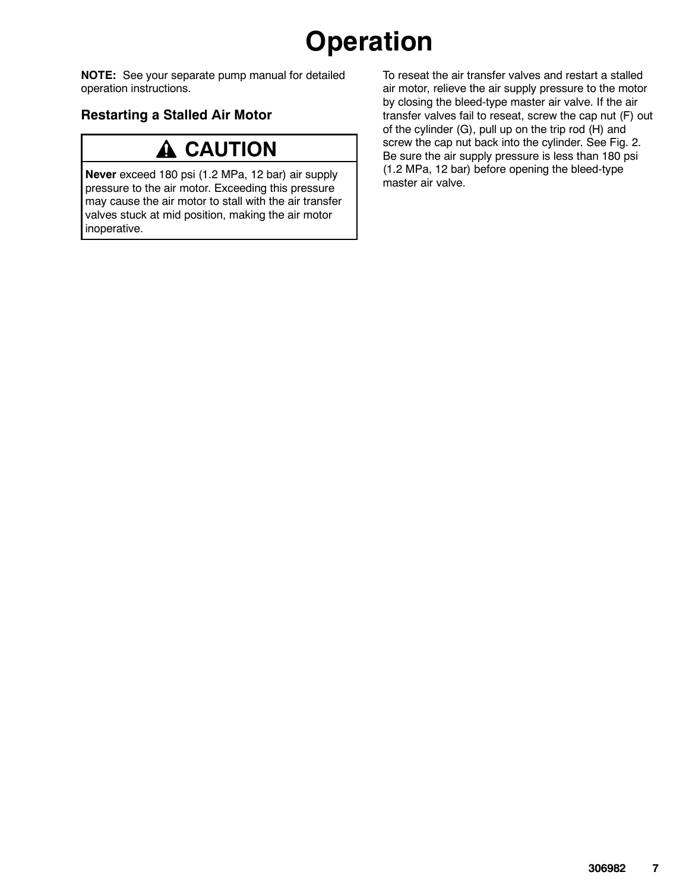# Operation

**NOTE:** See your separate pump manual for detailed operation instructions.

## Restarting a Stalled Air Motor

> **⚠ CAUTION**
>
> **Never** exceed 180 psi (1.2 MPa, 12 bar) air supply pressure to the air motor. Exceeding this pressure may cause the air motor to stall with the air transfer valves stuck at mid position, making the air motor inoperative.

To reseat the air transfer valves and restart a stalled air motor, relieve the air supply pressure to the motor by closing the bleed-type master air valve. If the air transfer valves fail to reseat, screw the cap nut (F) out of the cylinder (G), pull up on the trip rod (H) and screw the cap nut back into the cylinder. See Fig. 2. Be sure the air supply pressure is less than 180 psi (1.2 MPa, 12 bar) before opening the bleed-type master air valve.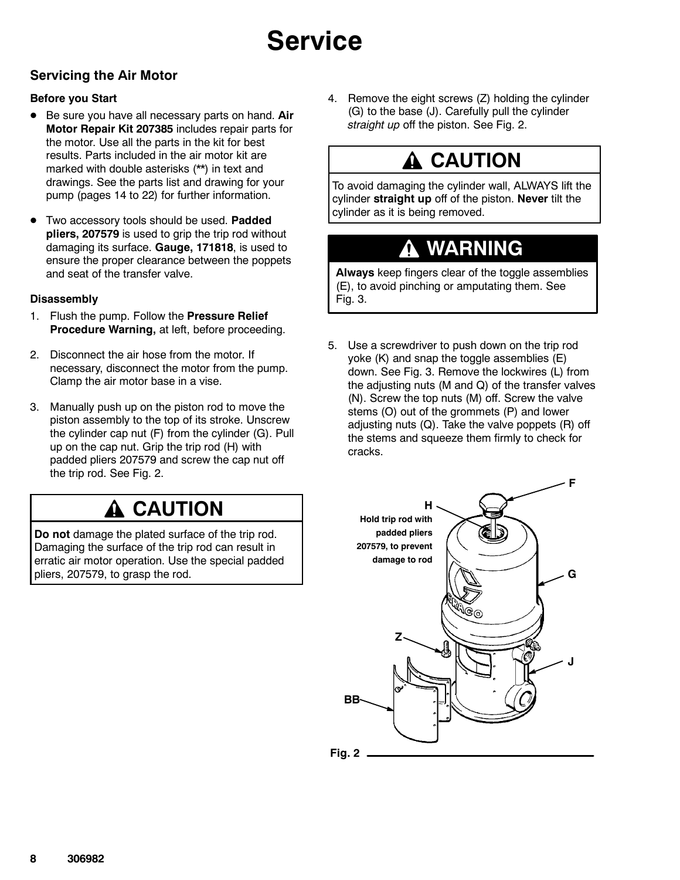# Service

## Servicing the Air Motor

### Before you Start

- Be sure you have all necessary parts on hand. **Air Motor Repair Kit 207385** includes repair parts for the motor. Use all the parts in the kit for best results. Parts included in the air motor kit are marked with double asterisks (**) in text and drawings. See the parts list and drawing for your pump (pages 14 to 22) for further information.
- Two accessory tools should be used. **Padded pliers, 207579** is used to grip the trip rod without damaging its surface. **Gauge, 171818**, is used to ensure the proper clearance between the poppets and seat of the transfer valve.

### Disassembly

1. Flush the pump. Follow the **Pressure Relief Procedure Warning,** at left, before proceeding.
2. Disconnect the air hose from the motor. If necessary, disconnect the motor from the pump. Clamp the air motor base in a vise.
3. Manually push up on the piston rod to move the piston assembly to the top of its stroke. Unscrew the cylinder cap nut (F) from the cylinder (G). Pull up on the cap nut. Grip the trip rod (H) with padded pliers 207579 and screw the cap nut off the trip rod. See Fig. 2.

**⚠ CAUTION**

**Do not** damage the plated surface of the trip rod. Damaging the surface of the trip rod can result in erratic air motor operation. Use the special padded pliers, 207579, to grasp the rod.

4. Remove the eight screws (Z) holding the cylinder (G) to the base (J). Carefully pull the cylinder *straight up* off the piston. See Fig. 2.

**⚠ CAUTION**

To avoid damaging the cylinder wall, ALWAYS lift the cylinder **straight up** off of the piston. **Never** tilt the cylinder as it is being removed.

**⚠ WARNING**

**Always** keep fingers clear of the toggle assemblies (E), to avoid pinching or amputating them. See Fig. 3.

5. Use a screwdriver to push down on the trip rod yoke (K) and snap the toggle assemblies (E) down. See Fig. 3. Remove the lockwires (L) from the adjusting nuts (M and Q) of the transfer valves (N). Screw the top nuts (M) off. Screw the valve stems (O) out of the grommets (P) and lower adjusting nuts (Q). Take the valve poppets (R) off the stems and squeeze them firmly to check for cracks.

F

H
Hold trip rod with padded pliers 207579, to prevent damage to rod

G

Z

J

BB

Fig. 2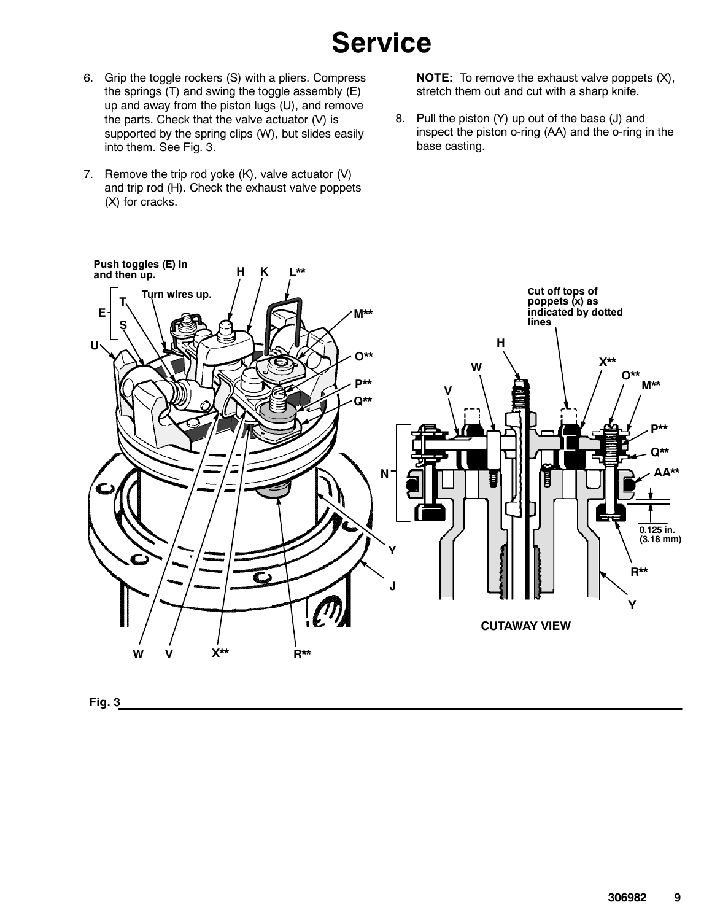# Service

6. Grip the toggle rockers (S) with a pliers. Compress the springs (T) and swing the toggle assembly (E) up and away from the piston lugs (U), and remove the parts. Check that the valve actuator (V) is supported by the spring clips (W), but slides easily into them. See Fig. 3.

7. Remove the trip rod yoke (K), valve actuator (V) and trip rod (H). Check the exhaust valve poppets (X) for cracks.

**NOTE:** To remove the exhaust valve poppets (X), stretch them out and cut with a sharp knife.

8. Pull the piston (Y) up out of the base (J) and inspect the piston o-ring (AA) and the o-ring in the base casting.

Push toggles (E) in and then up.

Turn wires up.

Cut off tops of poppets (x) as indicated by dotted lines

0.125 in. (3.18 mm)

CUTAWAY VIEW

Fig. 3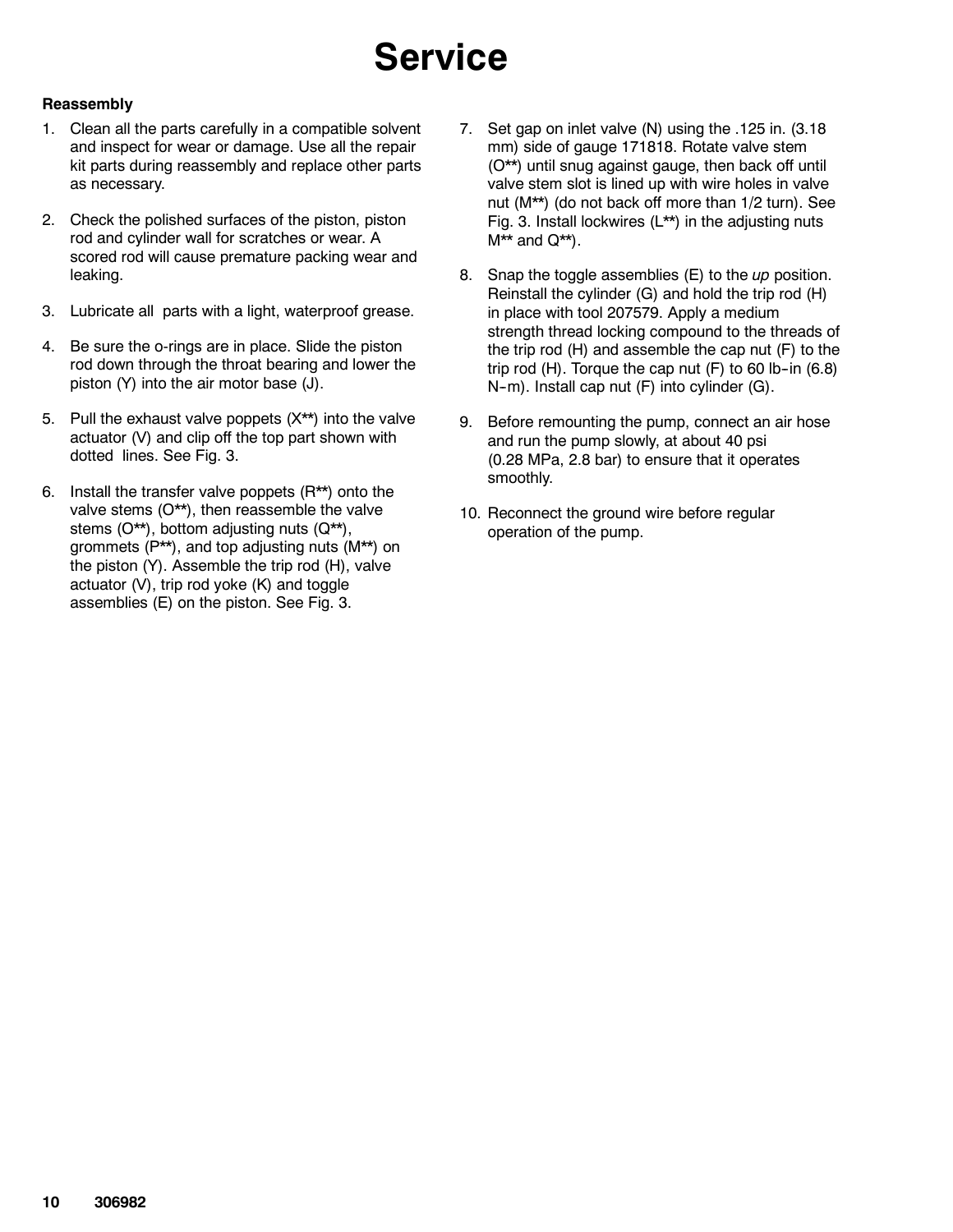# Service

**Reassembly**

1. Clean all the parts carefully in a compatible solvent and inspect for wear or damage. Use all the repair kit parts during reassembly and replace other parts as necessary.
2. Check the polished surfaces of the piston, piston rod and cylinder wall for scratches or wear. A scored rod will cause premature packing wear and leaking.
3. Lubricate all parts with a light, waterproof grease.
4. Be sure the o-rings are in place. Slide the piston rod down through the throat bearing and lower the piston (Y) into the air motor base (J).
5. Pull the exhaust valve poppets (X**) into the valve actuator (V) and clip off the top part shown with dotted lines. See Fig. 3.
6. Install the transfer valve poppets (R**) onto the valve stems (O**), then reassemble the valve stems (O**), bottom adjusting nuts (Q**), grommets (P**), and top adjusting nuts (M**) on the piston (Y). Assemble the trip rod (H), valve actuator (V), trip rod yoke (K) and toggle assemblies (E) on the piston. See Fig. 3.
7. Set gap on inlet valve (N) using the .125 in. (3.18 mm) side of gauge 171818. Rotate valve stem (O**) until snug against gauge, then back off until valve stem slot is lined up with wire holes in valve nut (M**) (do not back off more than 1/2 turn). See Fig. 3. Install lockwires (L**) in the adjusting nuts M** and Q**).
8. Snap the toggle assemblies (E) to the *up* position. Reinstall the cylinder (G) and hold the trip rod (H) in place with tool 207579. Apply a medium strength thread locking compound to the threads of the trip rod (H) and assemble the cap nut (F) to the trip rod (H). Torque the cap nut (F) to 60 lb-in (6.8) N-m). Install cap nut (F) into cylinder (G).
9. Before remounting the pump, connect an air hose and run the pump slowly, at about 40 psi (0.28 MPa, 2.8 bar) to ensure that it operates smoothly.
10. Reconnect the ground wire before regular operation of the pump.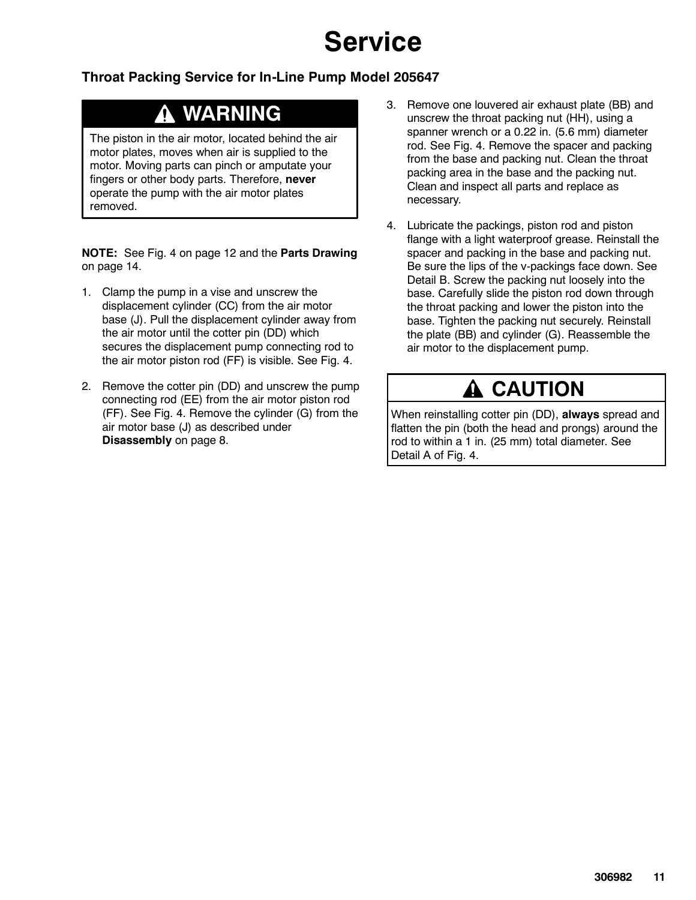# Service

## Throat Packing Service for In-Line Pump Model 205647

> **⚠ WARNING**
>
> The piston in the air motor, located behind the air motor plates, moves when air is supplied to the motor. Moving parts can pinch or amputate your fingers or other body parts. Therefore, **never** operate the pump with the air motor plates removed.

**NOTE:** See Fig. 4 on page 12 and the **Parts Drawing** on page 14.

1. Clamp the pump in a vise and unscrew the displacement cylinder (CC) from the air motor base (J). Pull the displacement cylinder away from the air motor until the cotter pin (DD) which secures the displacement pump connecting rod to the air motor piston rod (FF) is visible. See Fig. 4.
2. Remove the cotter pin (DD) and unscrew the pump connecting rod (EE) from the air motor piston rod (FF). See Fig. 4. Remove the cylinder (G) from the air motor base (J) as described under **Disassembly** on page 8.
3. Remove one louvered air exhaust plate (BB) and unscrew the throat packing nut (HH), using a spanner wrench or a 0.22 in. (5.6 mm) diameter rod. See Fig. 4. Remove the spacer and packing from the base and packing nut. Clean the throat packing area in the base and the packing nut. Clean and inspect all parts and replace as necessary.
4. Lubricate the packings, piston rod and piston flange with a light waterproof grease. Reinstall the spacer and packing in the base and packing nut. Be sure the lips of the v-packings face down. See Detail B. Screw the packing nut loosely into the base. Carefully slide the piston rod down through the throat packing and lower the piston into the base. Tighten the packing nut securely. Reinstall the plate (BB) and cylinder (G). Reassemble the air motor to the displacement pump.

> **⚠ CAUTION**
>
> When reinstalling cotter pin (DD), **always** spread and flatten the pin (both the head and prongs) around the rod to within a 1 in. (25 mm) total diameter. See Detail A of Fig. 4.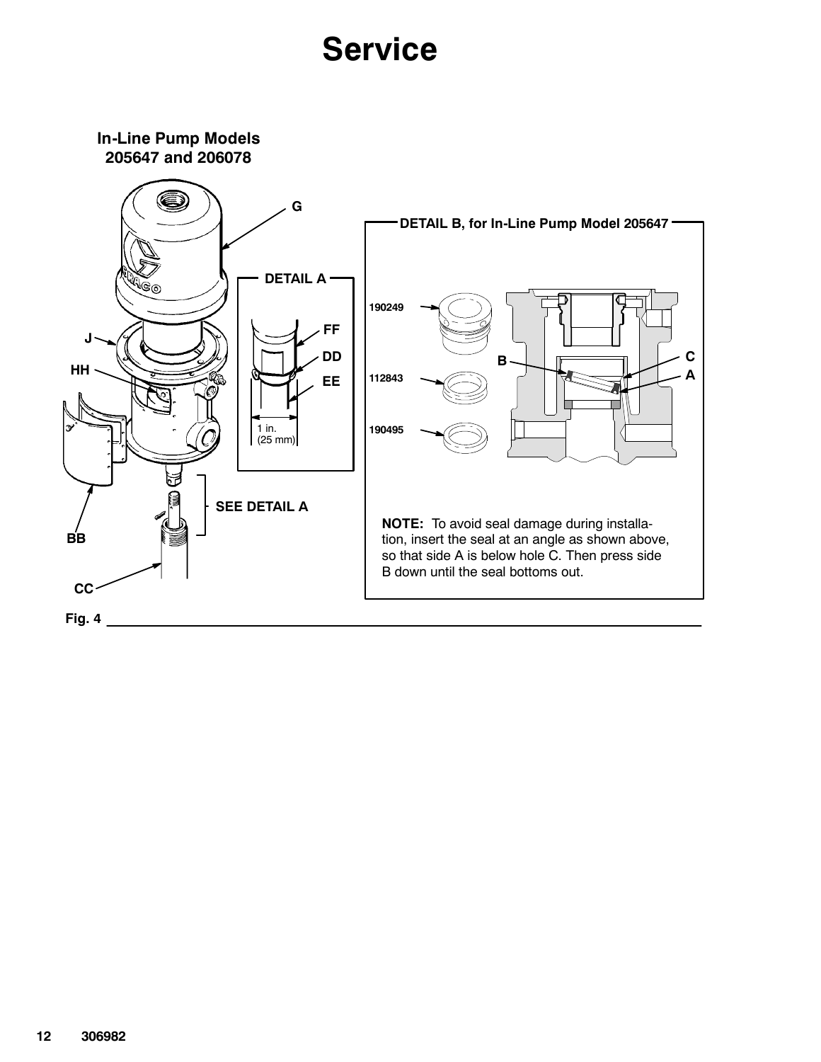# Service

**In-Line Pump Models 205647 and 206078**

**DETAIL A**

**DETAIL B, for In-Line Pump Model 205647**

**SEE DETAIL A**

**NOTE:** To avoid seal damage during installation, insert the seal at an angle as shown above, so that side A is below hole C. Then press side B down until the seal bottoms out.

Fig. 4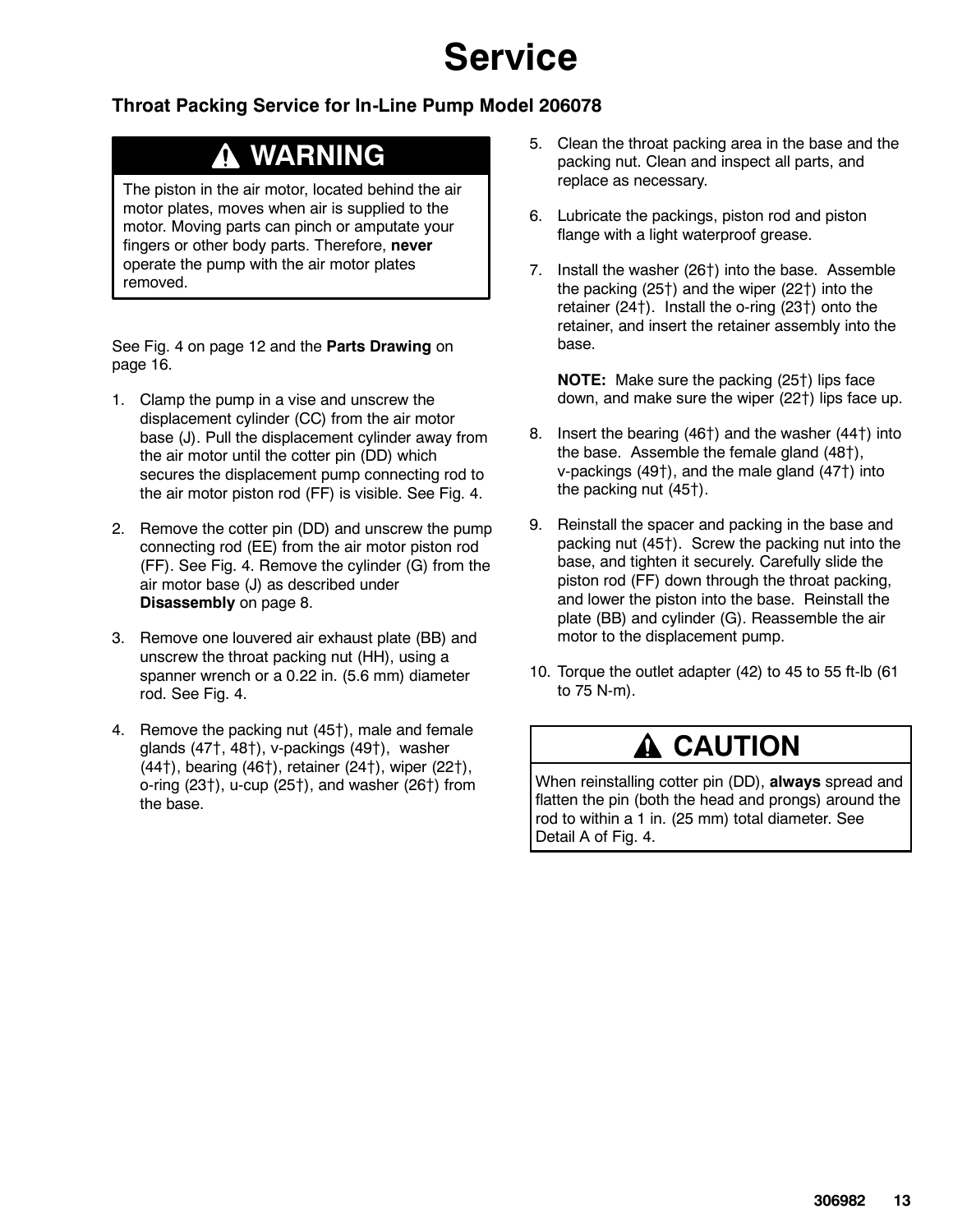# Service

## Throat Packing Service for In-Line Pump Model 206078

> **⚠ WARNING**
>
> The piston in the air motor, located behind the air motor plates, moves when air is supplied to the motor. Moving parts can pinch or amputate your fingers or other body parts. Therefore, **never** operate the pump with the air motor plates removed.

See Fig. 4 on page 12 and the **Parts Drawing** on page 16.

1. Clamp the pump in a vise and unscrew the displacement cylinder (CC) from the air motor base (J). Pull the displacement cylinder away from the air motor until the cotter pin (DD) which secures the displacement pump connecting rod to the air motor piston rod (FF) is visible. See Fig. 4.
2. Remove the cotter pin (DD) and unscrew the pump connecting rod (EE) from the air motor piston rod (FF). See Fig. 4. Remove the cylinder (G) from the air motor base (J) as described under **Disassembly** on page 8.
3. Remove one louvered air exhaust plate (BB) and unscrew the throat packing nut (HH), using a spanner wrench or a 0.22 in. (5.6 mm) diameter rod. See Fig. 4.
4. Remove the packing nut (45†), male and female glands (47†, 48†), v-packings (49†), washer (44†), bearing (46†), retainer (24†), wiper (22†), o-ring (23†), u-cup (25†), and washer (26†) from the base.
5. Clean the throat packing area in the base and the packing nut. Clean and inspect all parts, and replace as necessary.
6. Lubricate the packings, piston rod and piston flange with a light waterproof grease.
7. Install the washer (26†) into the base. Assemble the packing (25†) and the wiper (22†) into the retainer (24†). Install the o-ring (23†) onto the retainer, and insert the retainer assembly into the base.

   **NOTE:** Make sure the packing (25†) lips face down, and make sure the wiper (22†) lips face up.
8. Insert the bearing (46†) and the washer (44†) into the base. Assemble the female gland (48†), v-packings (49†), and the male gland (47†) into the packing nut (45†).
9. Reinstall the spacer and packing in the base and packing nut (45†). Screw the packing nut into the base, and tighten it securely. Carefully slide the piston rod (FF) down through the throat packing, and lower the piston into the base. Reinstall the plate (BB) and cylinder (G). Reassemble the air motor to the displacement pump.
10. Torque the outlet adapter (42) to 45 to 55 ft-lb (61 to 75 N-m).

> **⚠ CAUTION**
>
> When reinstalling cotter pin (DD), **always** spread and flatten the pin (both the head and prongs) around the rod to within a 1 in. (25 mm) total diameter. See Detail A of Fig. 4.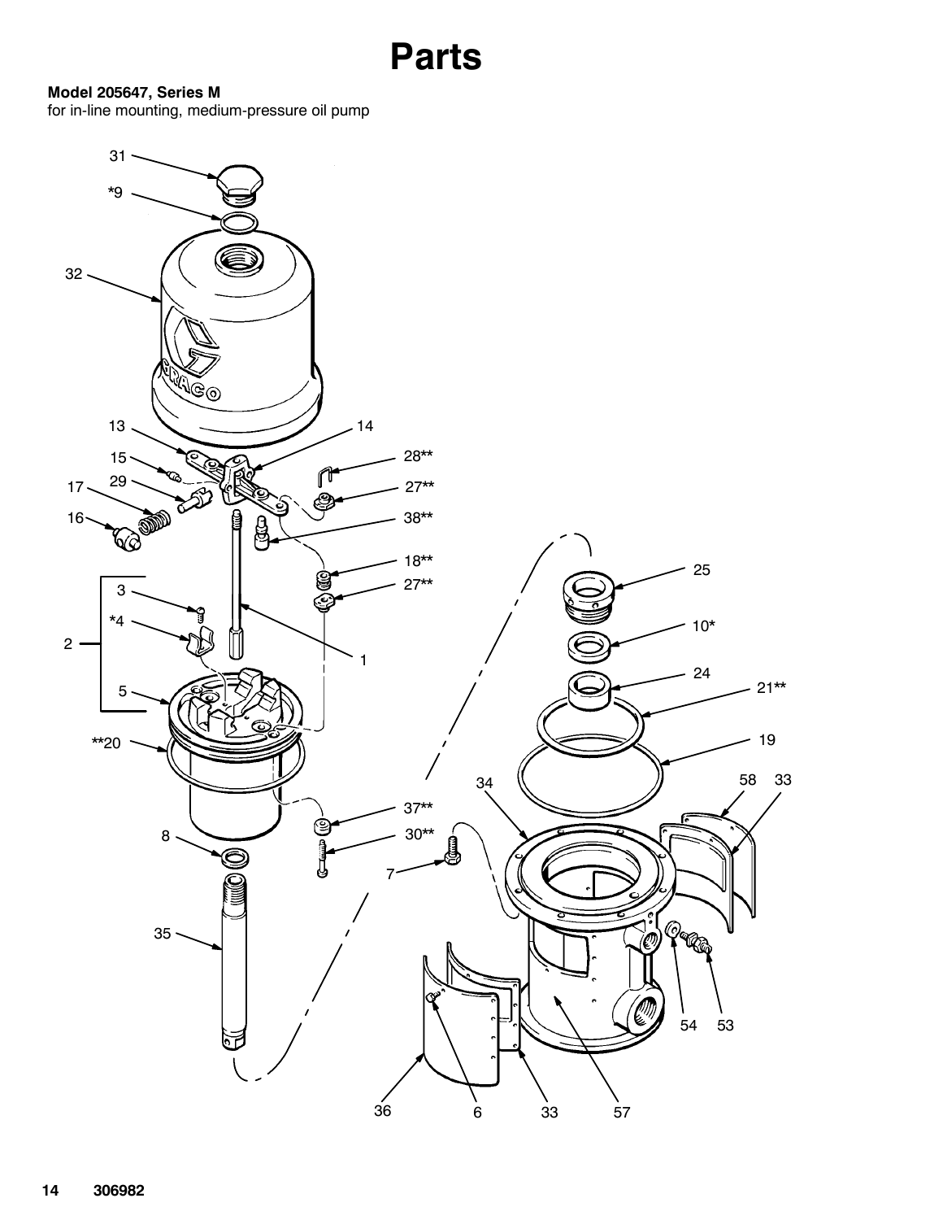# Parts

**Model 205647, Series M**
for in-line mounting, medium-pressure oil pump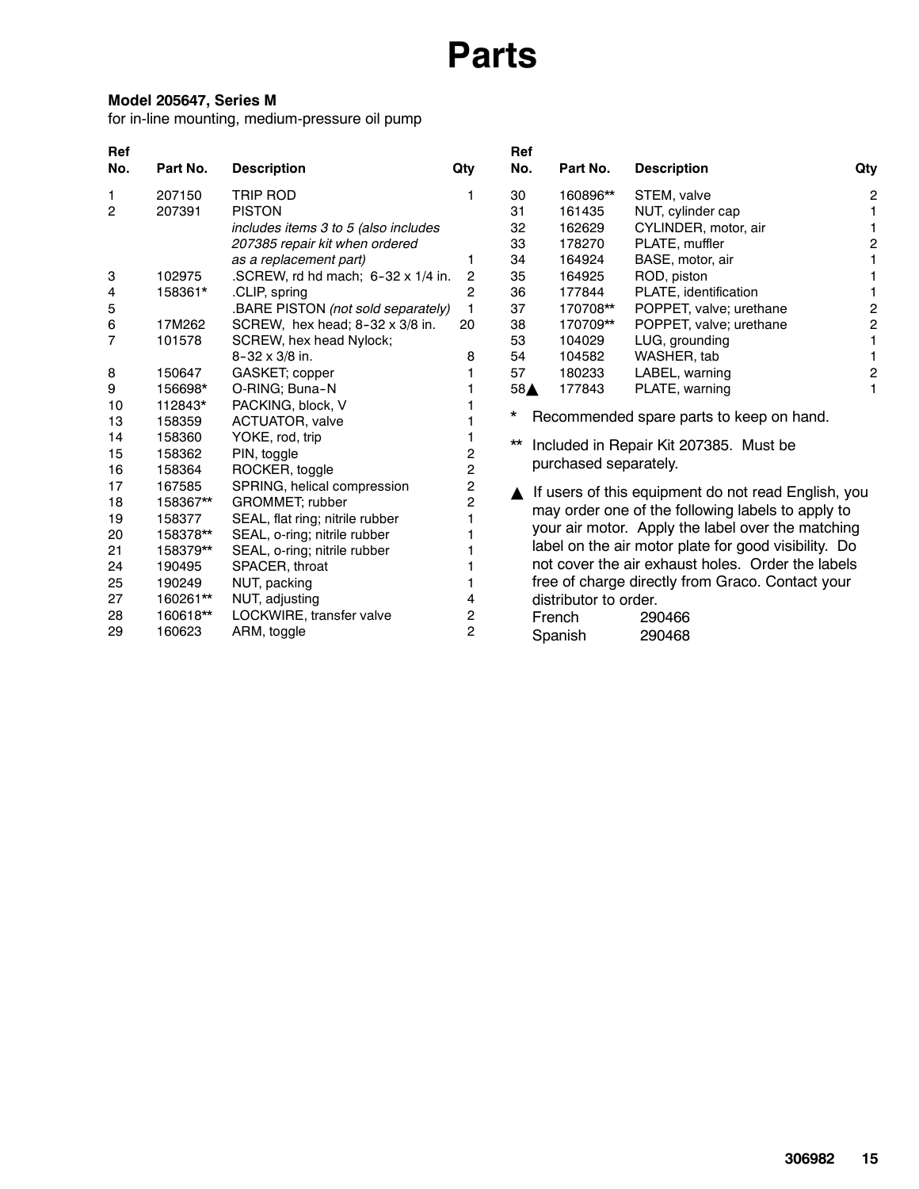# Parts

**Model 205647, Series M**
for in-line mounting, medium-pressure oil pump

| Ref No. | Part No. | Description | Qty |
|---|---|---|---|
| 1 | 207150 | TRIP ROD | 1 |
| 2 | 207391 | PISTON *includes items 3 to 5 (also includes 207385 repair kit when ordered as a replacement part)* | 1 |
| 3 | 102975 | .SCREW, rd hd mach; 6-32 x 1/4 in. | 2 |
| 4 | 158361* | .CLIP, spring | 2 |
| 5 | | .BARE PISTON *(not sold separately)* | 1 |
| 6 | 17M262 | SCREW, hex head; 8-32 x 3/8 in. | 20 |
| 7 | 101578 | SCREW, hex head Nylock; 8-32 x 3/8 in. | 8 |
| 8 | 150647 | GASKET; copper | 1 |
| 9 | 156698* | O-RING; Buna-N | 1 |
| 10 | 112843* | PACKING, block, V | 1 |
| 13 | 158359 | ACTUATOR, valve | 1 |
| 14 | 158360 | YOKE, rod, trip | 1 |
| 15 | 158362 | PIN, toggle | 2 |
| 16 | 158364 | ROCKER, toggle | 2 |
| 17 | 167585 | SPRING, helical compression | 2 |
| 18 | 158367** | GROMMET; rubber | 2 |
| 19 | 158377 | SEAL, flat ring; nitrile rubber | 1 |
| 20 | 158378** | SEAL, o-ring; nitrile rubber | 1 |
| 21 | 158379** | SEAL, o-ring; nitrile rubber | 1 |
| 24 | 190495 | SPACER, throat | 1 |
| 25 | 190249 | NUT, packing | 1 |
| 27 | 160261** | NUT, adjusting | 4 |
| 28 | 160618** | LOCKWIRE, transfer valve | 2 |
| 29 | 160623 | ARM, toggle | 2 |
| 30 | 160896** | STEM, valve | 2 |
| 31 | 161435 | NUT, cylinder cap | 1 |
| 32 | 162629 | CYLINDER, motor, air | 1 |
| 33 | 178270 | PLATE, muffler | 2 |
| 34 | 164924 | BASE, motor, air | 1 |
| 35 | 164925 | ROD, piston | 1 |
| 36 | 177844 | PLATE, identification | 1 |
| 37 | 170708** | POPPET, valve; urethane | 2 |
| 38 | 170709** | POPPET, valve; urethane | 2 |
| 53 | 104029 | LUG, grounding | 1 |
| 54 | 104582 | WASHER, tab | 1 |
| 57 | 180233 | LABEL, warning | 2 |
| 58▲ | 177843 | PLATE, warning | 1 |

\* Recommended spare parts to keep on hand.

\** Included in Repair Kit 207385. Must be purchased separately.

▲ If users of this equipment do not read English, you may order one of the following labels to apply to your air motor. Apply the label over the matching label on the air motor plate for good visibility. Do not cover the air exhaust holes. Order the labels free of charge directly from Graco. Contact your distributor to order.

| | |
|---|---|
| French | 290466 |
| Spanish | 290468 |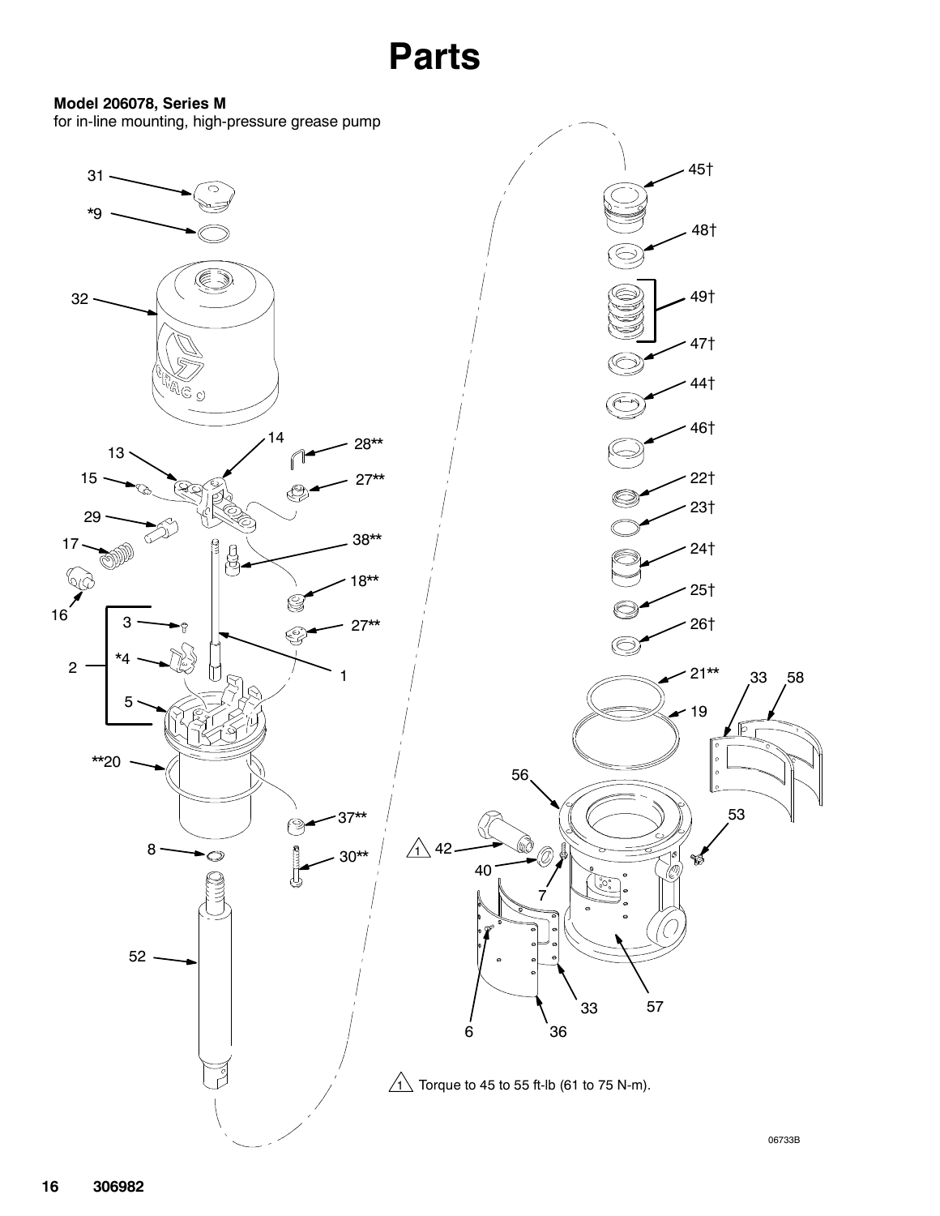# Parts

**Model 206078, Series M**
for in-line mounting, high-pressure grease pump

1 Torque to 45 to 55 ft-lb (61 to 75 N-m).

06733B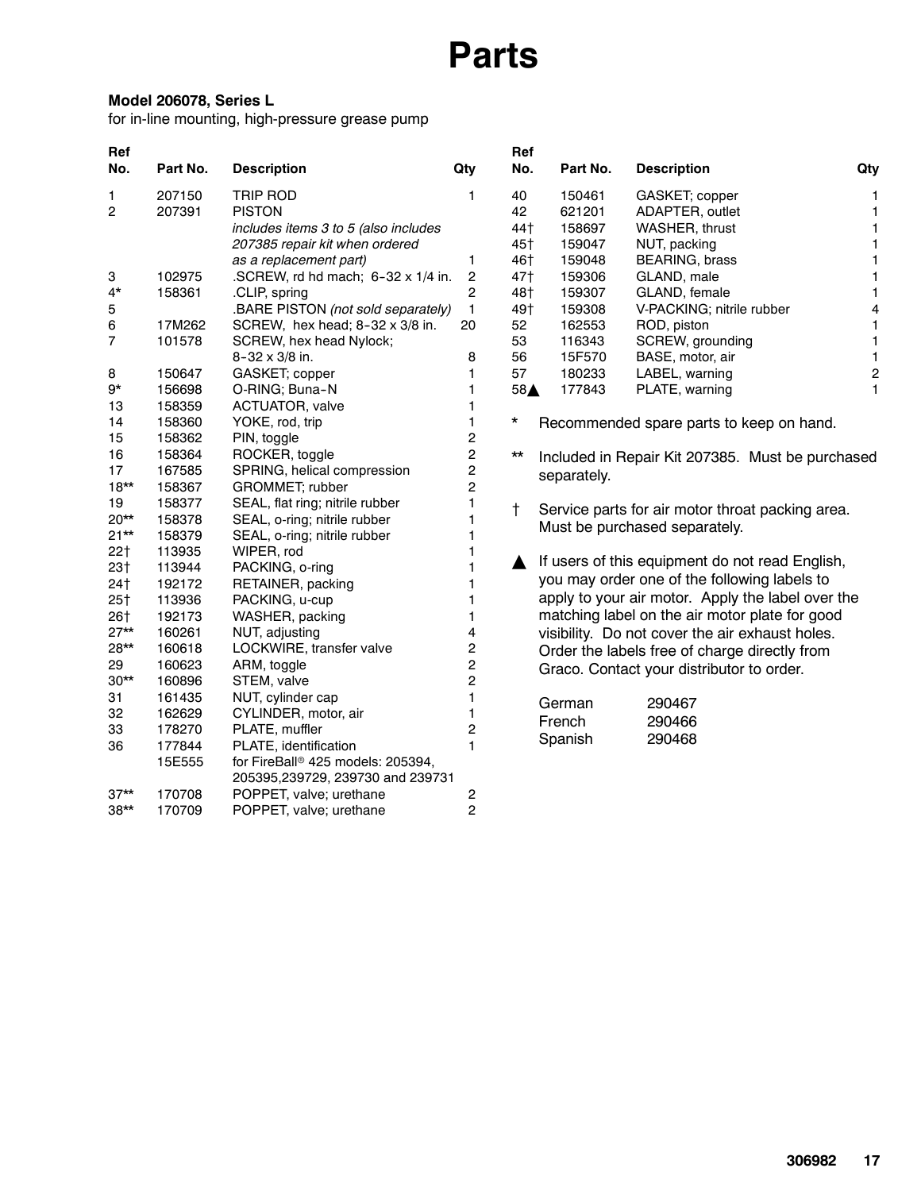# Parts

**Model 206078, Series L**
for in-line mounting, high-pressure grease pump

| Ref No. | Part No. | Description | Qty |
|---|---|---|---|
| 1 | 207150 | TRIP ROD | 1 |
| 2 | 207391 | PISTON *includes items 3 to 5 (also includes 207385 repair kit when ordered as a replacement part)* | 1 |
| 3 | 102975 | .SCREW, rd hd mach; 6-32 x 1/4 in. | 2 |
| 4* | 158361 | .CLIP, spring | 2 |
| 5 | | .BARE PISTON *(not sold separately)* | 1 |
| 6 | 17M262 | SCREW, hex head; 8-32 x 3/8 in. | 20 |
| 7 | 101578 | SCREW, hex head Nylock; 8-32 x 3/8 in. | 8 |
| 8 | 150647 | GASKET; copper | 1 |
| 9* | 156698 | O-RING; Buna-N | 1 |
| 13 | 158359 | ACTUATOR, valve | 1 |
| 14 | 158360 | YOKE, rod, trip | 1 |
| 15 | 158362 | PIN, toggle | 2 |
| 16 | 158364 | ROCKER, toggle | 2 |
| 17 | 167585 | SPRING, helical compression | 2 |
| 18** | 158367 | GROMMET; rubber | 2 |
| 19 | 158377 | SEAL, flat ring; nitrile rubber | 1 |
| 20** | 158378 | SEAL, o-ring; nitrile rubber | 1 |
| 21** | 158379 | SEAL, o-ring; nitrile rubber | 1 |
| 22† | 113935 | WIPER, rod | 1 |
| 23† | 113944 | PACKING, o-ring | 1 |
| 24† | 192172 | RETAINER, packing | 1 |
| 25† | 113936 | PACKING, u-cup | 1 |
| 26† | 192173 | WASHER, packing | 1 |
| 27** | 160261 | NUT, adjusting | 4 |
| 28** | 160618 | LOCKWIRE, transfer valve | 2 |
| 29 | 160623 | ARM, toggle | 2 |
| 30** | 160896 | STEM, valve | 2 |
| 31 | 161435 | NUT, cylinder cap | 1 |
| 32 | 162629 | CYLINDER, motor, air | 1 |
| 33 | 178270 | PLATE, muffler | 2 |
| 36 | 177844 | PLATE, identification | 1 |
| | 15E555 | for FireBall® 425 models: 205394, 205395,239729, 239730 and 239731 | |
| 37** | 170708 | POPPET, valve; urethane | 2 |
| 38** | 170709 | POPPET, valve; urethane | 2 |
| 40 | 150461 | GASKET; copper | 1 |
| 42 | 621201 | ADAPTER, outlet | 1 |
| 44† | 158697 | WASHER, thrust | 1 |
| 45† | 159047 | NUT, packing | 1 |
| 46† | 159048 | BEARING, brass | 1 |
| 47† | 159306 | GLAND, male | 1 |
| 48† | 159307 | GLAND, female | 1 |
| 49† | 159308 | V-PACKING; nitrile rubber | 4 |
| 52 | 162553 | ROD, piston | 1 |
| 53 | 116343 | SCREW, grounding | 1 |
| 56 | 15F570 | BASE, motor, air | 1 |
| 57 | 180233 | LABEL, warning | 2 |
| 58▲ | 177843 | PLATE, warning | 1 |

\* Recommended spare parts to keep on hand.

\** Included in Repair Kit 207385. Must be purchased separately.

† Service parts for air motor throat packing area. Must be purchased separately.

▲ If users of this equipment do not read English, you may order one of the following labels to apply to your air motor. Apply the label over the matching label on the air motor plate for good visibility. Do not cover the air exhaust holes. Order the labels free of charge directly from Graco. Contact your distributor to order.

| | |
|---|---|
| German | 290467 |
| French | 290466 |
| Spanish | 290468 |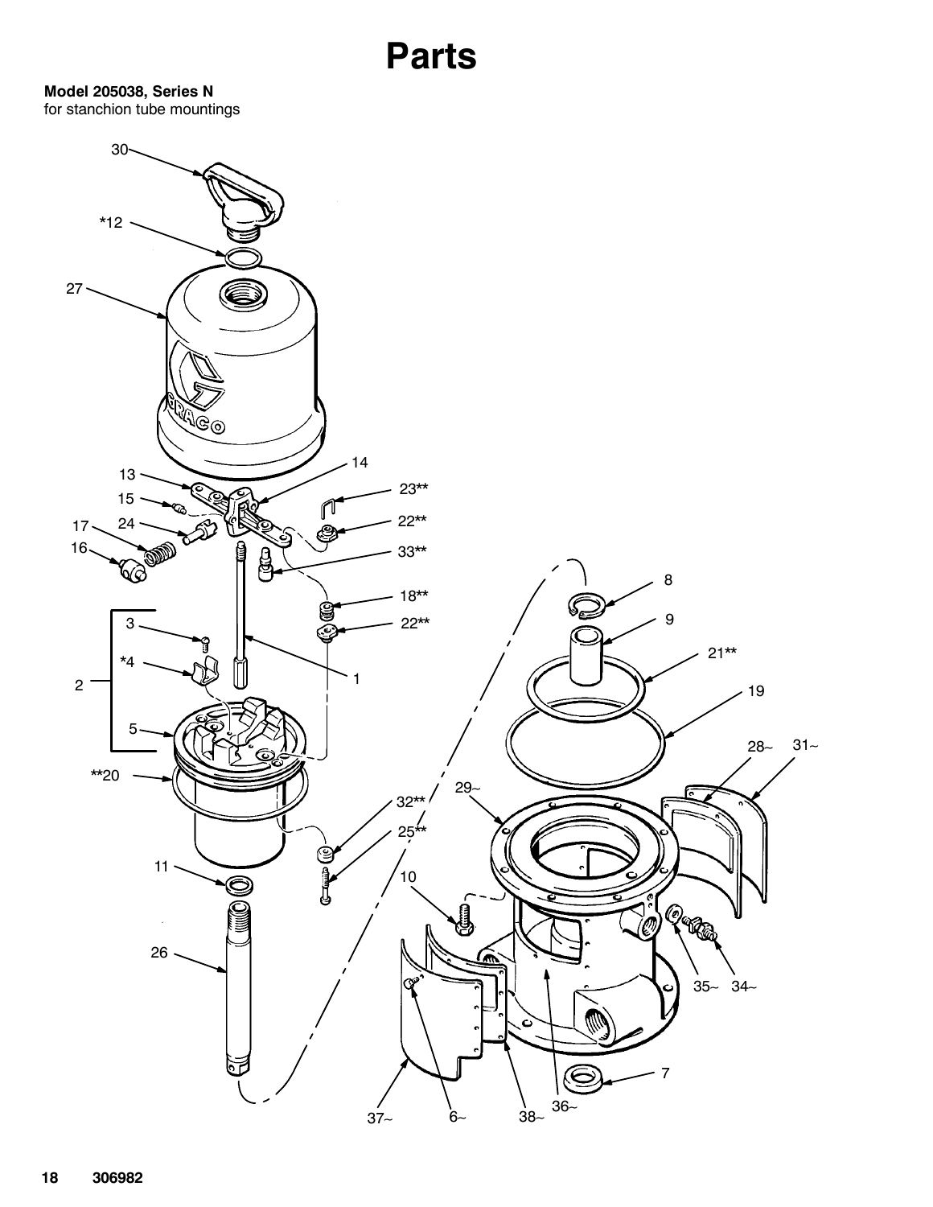# Parts

**Model 205038, Series N**
for stanchion tube mountings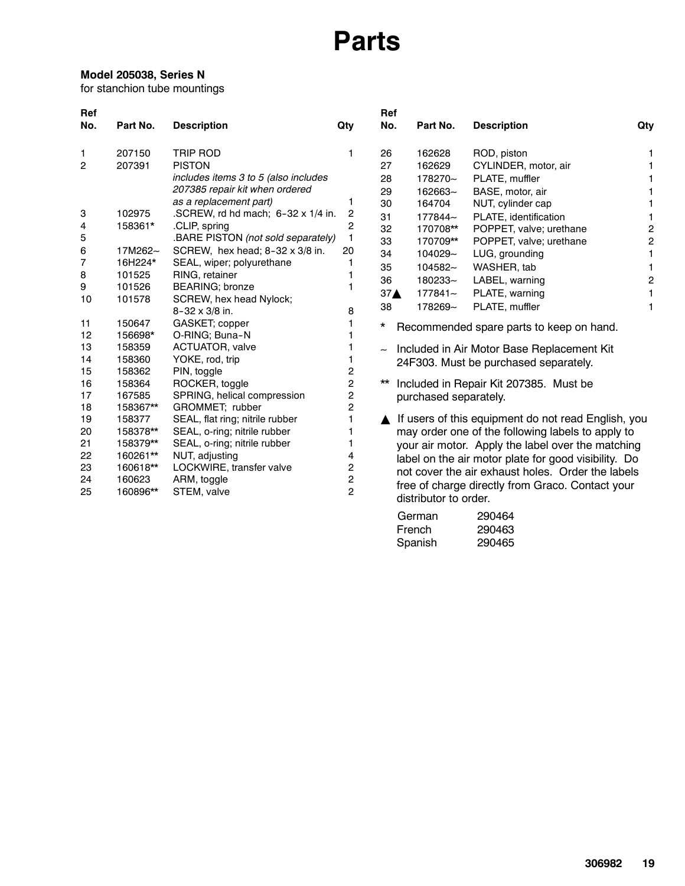# Parts

**Model 205038, Series N**
for stanchion tube mountings

| Ref No. | Part No. | Description | Qty |
|---|---|---|---|
| 1 | 207150 | TRIP ROD | 1 |
| 2 | 207391 | PISTON *includes items 3 to 5 (also includes 207385 repair kit when ordered as a replacement part)* | 1 |
| 3 | 102975 | .SCREW, rd hd mach; 6-32 x 1/4 in. | 2 |
| 4 | 158361* | .CLIP, spring | 2 |
| 5 | | .BARE PISTON *(not sold separately)* | 1 |
| 6 | 17M262~ | SCREW, hex head; 8-32 x 3/8 in. | 20 |
| 7 | 16H224* | SEAL, wiper; polyurethane | 1 |
| 8 | 101525 | RING, retainer | 1 |
| 9 | 101526 | BEARING; bronze | 1 |
| 10 | 101578 | SCREW, hex head Nylock; 8-32 x 3/8 in. | 8 |
| 11 | 150647 | GASKET; copper | 1 |
| 12 | 156698* | O-RING; Buna-N | 1 |
| 13 | 158359 | ACTUATOR, valve | 1 |
| 14 | 158360 | YOKE, rod, trip | 1 |
| 15 | 158362 | PIN, toggle | 2 |
| 16 | 158364 | ROCKER, toggle | 2 |
| 17 | 167585 | SPRING, helical compression | 2 |
| 18 | 158367** | GROMMET; rubber | 2 |
| 19 | 158377 | SEAL, flat ring; nitrile rubber | 1 |
| 20 | 158378** | SEAL, o-ring; nitrile rubber | 1 |
| 21 | 158379** | SEAL, o-ring; nitrile rubber | 1 |
| 22 | 160261** | NUT, adjusting | 4 |
| 23 | 160618** | LOCKWIRE, transfer valve | 2 |
| 24 | 160623 | ARM, toggle | 2 |
| 25 | 160896** | STEM, valve | 2 |
| 26 | 162628 | ROD, piston | 1 |
| 27 | 162629 | CYLINDER, motor, air | 1 |
| 28 | 178270~ | PLATE, muffler | 1 |
| 29 | 162663~ | BASE, motor, air | 1 |
| 30 | 164704 | NUT, cylinder cap | 1 |
| 31 | 177844~ | PLATE, identification | 1 |
| 32 | 170708** | POPPET, valve; urethane | 2 |
| 33 | 170709** | POPPET, valve; urethane | 2 |
| 34 | 104029~ | LUG, grounding | 1 |
| 35 | 104582~ | WASHER, tab | 1 |
| 36 | 180233~ | LABEL, warning | 2 |
| 37▲ | 177841~ | PLATE, warning | 1 |
| 38 | 178269~ | PLATE, muffler | 1 |

\* Recommended spare parts to keep on hand.

~ Included in Air Motor Base Replacement Kit 24F303. Must be purchased separately.

** Included in Repair Kit 207385. Must be purchased separately.

▲ If users of this equipment do not read English, you may order one of the following labels to apply to your air motor. Apply the label over the matching label on the air motor plate for good visibility. Do not cover the air exhaust holes. Order the labels free of charge directly from Graco. Contact your distributor to order.

| | |
|---|---|
| German | 290464 |
| French | 290463 |
| Spanish | 290465 |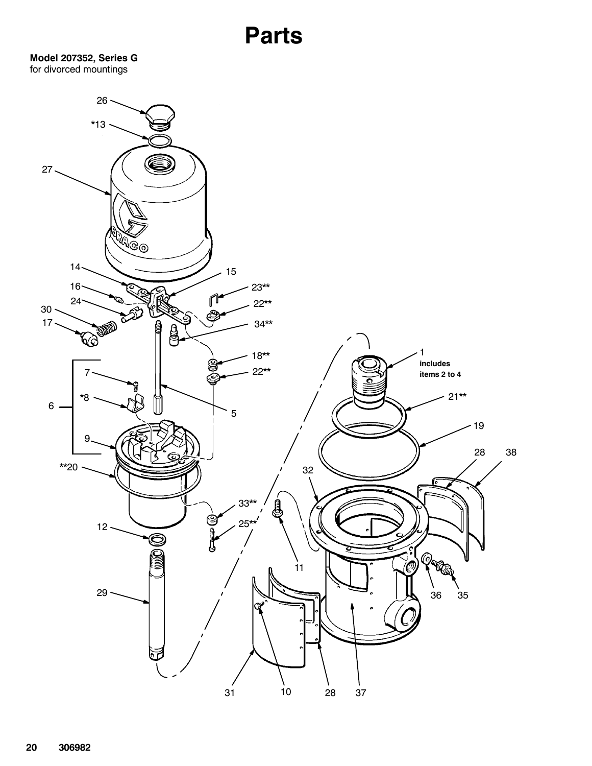# Parts

**Model 207352, Series G**
for divorced mountings

26
*13
27
14
15
16
23**
24
22**
30
17
34**
18**
22**
1
includes items 2 to 4
7
*8
6
5
21**
9
19
**20
28
38
32
33**
25**
12
11
36
35
29
31
10
28
37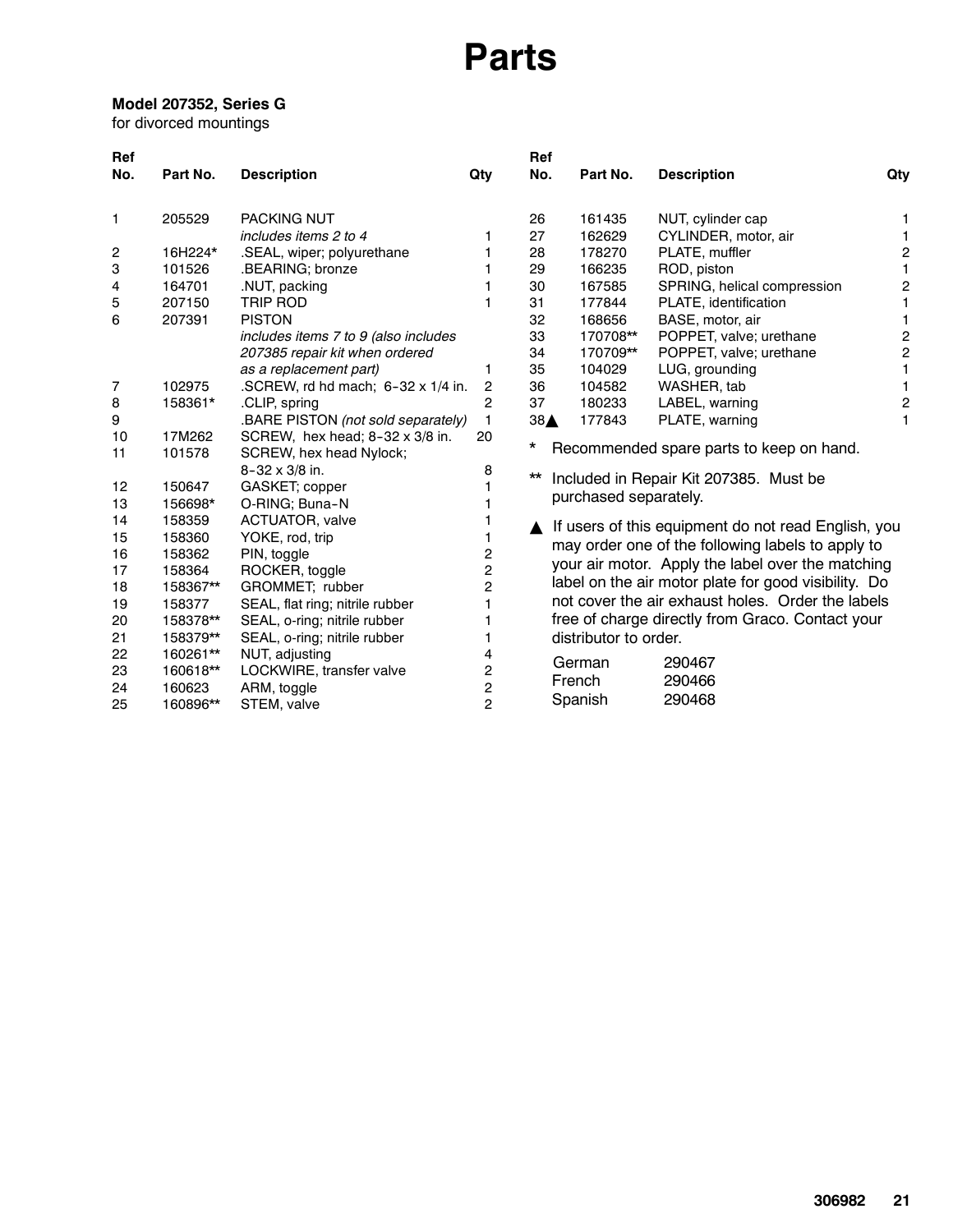# Parts

**Model 207352, Series G**
for divorced mountings

| Ref No. | Part No. | Description | Qty |
|---|---|---|---|
| 1 | 205529 | PACKING NUT *includes items 2 to 4* | 1 |
| 2 | 16H224* | .SEAL, wiper; polyurethane | 1 |
| 3 | 101526 | .BEARING; bronze | 1 |
| 4 | 164701 | .NUT, packing | 1 |
| 5 | 207150 | TRIP ROD | 1 |
| 6 | 207391 | PISTON *includes items 7 to 9 (also includes 207385 repair kit when ordered as a replacement part)* | 1 |
| 7 | 102975 | .SCREW, rd hd mach; 6-32 x 1/4 in. | 2 |
| 8 | 158361* | .CLIP, spring | 2 |
| 9 | | .BARE PISTON *(not sold separately)* | 1 |
| 10 | 17M262 | SCREW, hex head; 8-32 x 3/8 in. | 20 |
| 11 | 101578 | SCREW, hex head Nylock; 8-32 x 3/8 in. | 8 |
| 12 | 150647 | GASKET; copper | 1 |
| 13 | 156698* | O-RING; Buna-N | 1 |
| 14 | 158359 | ACTUATOR, valve | 1 |
| 15 | 158360 | YOKE, rod, trip | 1 |
| 16 | 158362 | PIN, toggle | 2 |
| 17 | 158364 | ROCKER, toggle | 2 |
| 18 | 158367** | GROMMET; rubber | 2 |
| 19 | 158377 | SEAL, flat ring; nitrile rubber | 1 |
| 20 | 158378** | SEAL, o-ring; nitrile rubber | 1 |
| 21 | 158379** | SEAL, o-ring; nitrile rubber | 1 |
| 22 | 160261** | NUT, adjusting | 4 |
| 23 | 160618** | LOCKWIRE, transfer valve | 2 |
| 24 | 160623 | ARM, toggle | 2 |
| 25 | 160896** | STEM, valve | 2 |
| 26 | 161435 | NUT, cylinder cap | 1 |
| 27 | 162629 | CYLINDER, motor, air | 1 |
| 28 | 178270 | PLATE, muffler | 2 |
| 29 | 166235 | ROD, piston | 1 |
| 30 | 167585 | SPRING, helical compression | 2 |
| 31 | 177844 | PLATE, identification | 1 |
| 32 | 168656 | BASE, motor, air | 1 |
| 33 | 170708** | POPPET, valve; urethane | 2 |
| 34 | 170709** | POPPET, valve; urethane | 2 |
| 35 | 104029 | LUG, grounding | 1 |
| 36 | 104582 | WASHER, tab | 1 |
| 37 | 180233 | LABEL, warning | 2 |
| 38▲ | 177843 | PLATE, warning | 1 |

\* Recommended spare parts to keep on hand.

\*\* Included in Repair Kit 207385. Must be purchased separately.

▲ If users of this equipment do not read English, you may order one of the following labels to apply to your air motor. Apply the label over the matching label on the air motor plate for good visibility. Do not cover the air exhaust holes. Order the labels free of charge directly from Graco. Contact your distributor to order.

| | |
|---|---|
| German | 290467 |
| French | 290466 |
| Spanish | 290468 |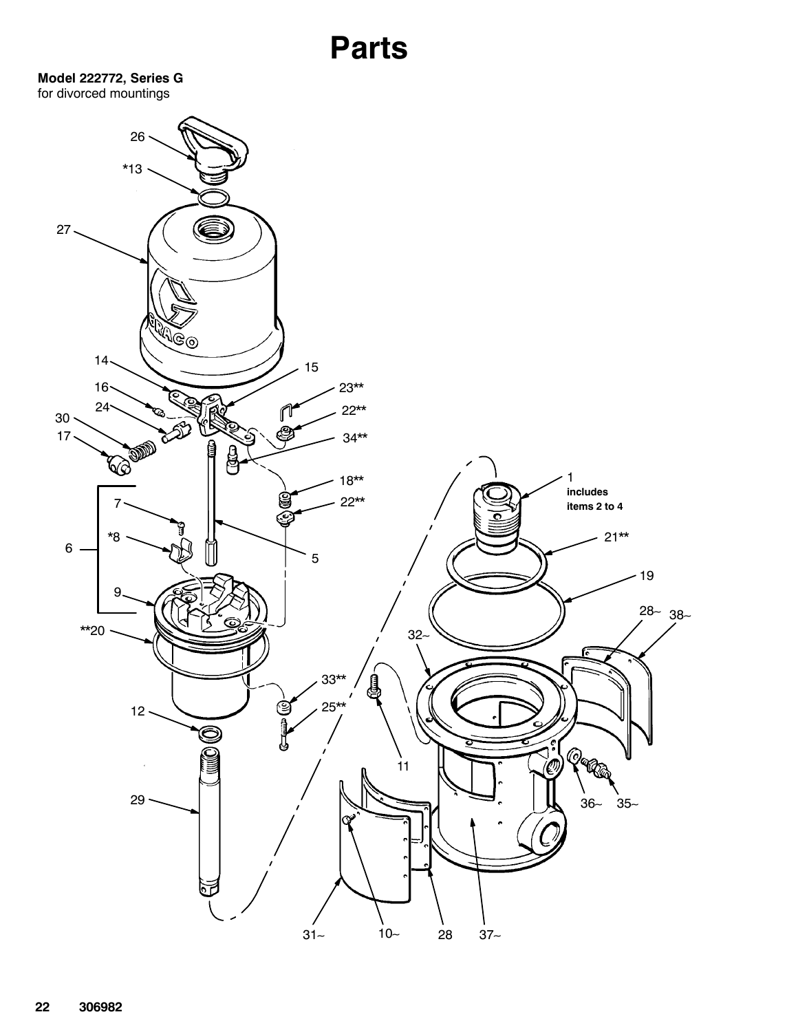# Parts

**Model 222772, Series G**
for divorced mountings

26

*13

27

14

15

16

23**

24

22**

30

17

34**

18**

1
**includes items 2 to 4**

7

22**

*8

6

5

21**

19

9

28~ 38~

**20

32~

33**

25**

12

11

29

36~ 35~

31~ 10~ 28 37~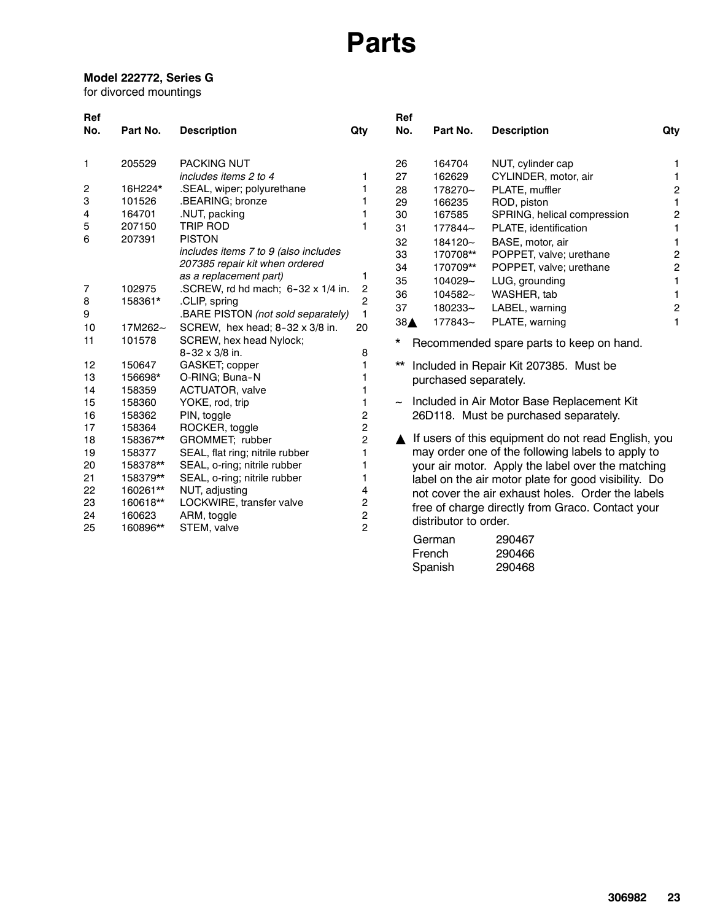# Parts

**Model 222772, Series G**
for divorced mountings

| Ref No. | Part No. | Description | Qty |
|---|---|---|---|
| 1 | 205529 | PACKING NUT *includes items 2 to 4* | 1 |
| 2 | 16H224* | .SEAL, wiper; polyurethane | 1 |
| 3 | 101526 | .BEARING; bronze | 1 |
| 4 | 164701 | .NUT, packing | 1 |
| 5 | 207150 | TRIP ROD | 1 |
| 6 | 207391 | PISTON *includes items 7 to 9 (also includes 207385 repair kit when ordered as a replacement part)* | 1 |
| 7 | 102975 | .SCREW, rd hd mach; 6-32 x 1/4 in. | 2 |
| 8 | 158361* | .CLIP, spring | 2 |
| 9 | | .BARE PISTON *(not sold separately)* | 1 |
| 10 | 17M262~ | SCREW, hex head; 8-32 x 3/8 in. | 20 |
| 11 | 101578 | SCREW, hex head Nylock; 8-32 x 3/8 in. | 8 |
| 12 | 150647 | GASKET; copper | 1 |
| 13 | 156698* | O-RING; Buna-N | 1 |
| 14 | 158359 | ACTUATOR, valve | 1 |
| 15 | 158360 | YOKE, rod, trip | 1 |
| 16 | 158362 | PIN, toggle | 2 |
| 17 | 158364 | ROCKER, toggle | 2 |
| 18 | 158367** | GROMMET; rubber | 2 |
| 19 | 158377 | SEAL, flat ring; nitrile rubber | 1 |
| 20 | 158378** | SEAL, o-ring; nitrile rubber | 1 |
| 21 | 158379** | SEAL, o-ring; nitrile rubber | 1 |
| 22 | 160261** | NUT, adjusting | 4 |
| 23 | 160618** | LOCKWIRE, transfer valve | 2 |
| 24 | 160623 | ARM, toggle | 2 |
| 25 | 160896** | STEM, valve | 2 |
| 26 | 164704 | NUT, cylinder cap | 1 |
| 27 | 162629 | CYLINDER, motor, air | 1 |
| 28 | 178270~ | PLATE, muffler | 2 |
| 29 | 166235 | ROD, piston | 1 |
| 30 | 167585 | SPRING, helical compression | 2 |
| 31 | 177844~ | PLATE, identification | 1 |
| 32 | 184120~ | BASE, motor, air | 1 |
| 33 | 170708** | POPPET, valve; urethane | 2 |
| 34 | 170709** | POPPET, valve; urethane | 2 |
| 35 | 104029~ | LUG, grounding | 1 |
| 36 | 104582~ | WASHER, tab | 1 |
| 37 | 180233~ | LABEL, warning | 2 |
| 38▲ | 177843~ | PLATE, warning | 1 |

\* Recommended spare parts to keep on hand.

\*\* Included in Repair Kit 207385. Must be purchased separately.

~ Included in Air Motor Base Replacement Kit 26D118. Must be purchased separately.

▲ If users of this equipment do not read English, you may order one of the following labels to apply to your air motor. Apply the label over the matching label on the air motor plate for good visibility. Do not cover the air exhaust holes. Order the labels free of charge directly from Graco. Contact your distributor to order.

| | |
|---|---|
| German | 290467 |
| French | 290466 |
| Spanish | 290468 |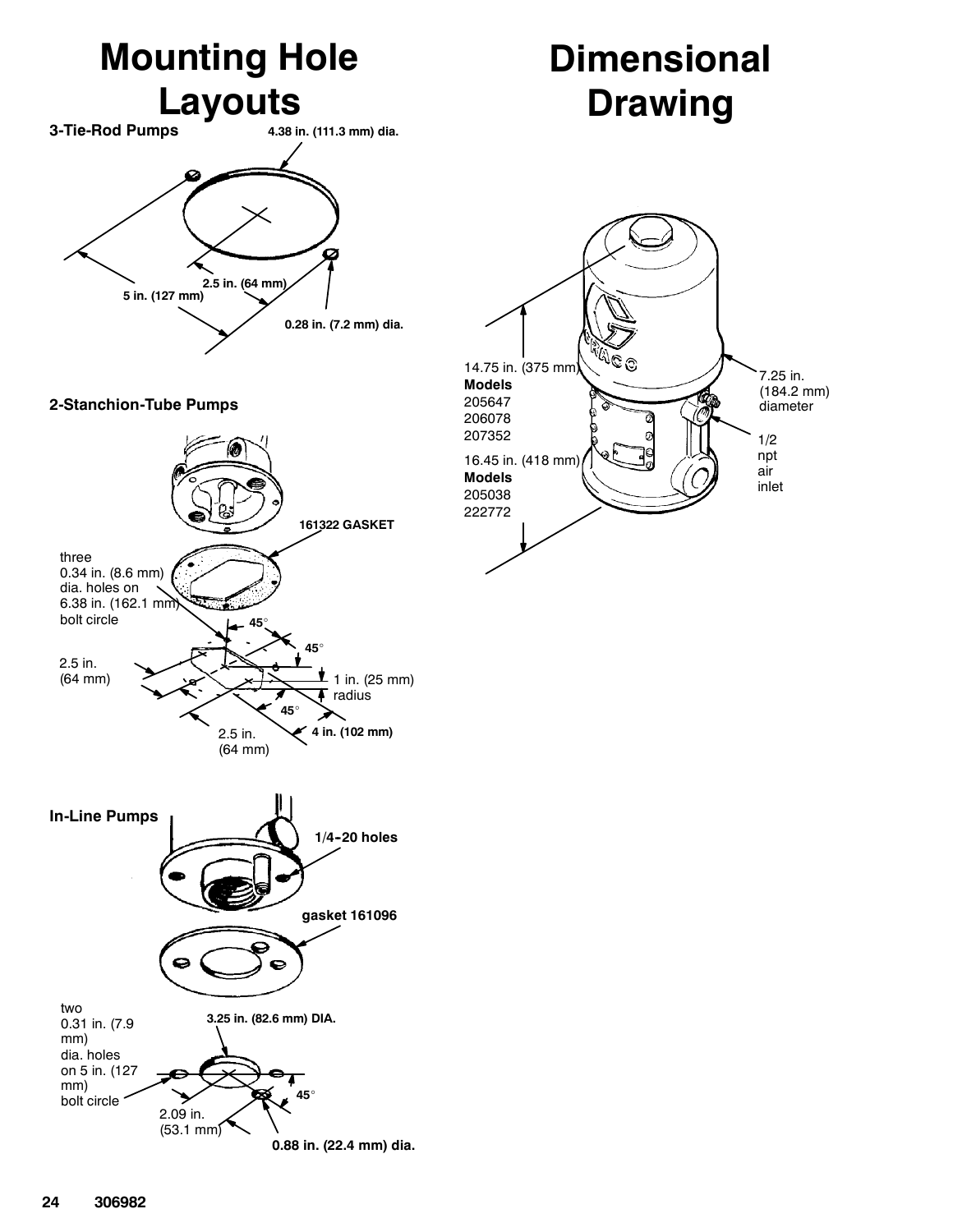# Mounting Hole Layouts

### 3-Tie-Rod Pumps

4.38 in. (111.3 mm) dia.

2.5 in. (64 mm)

5 in. (127 mm)

0.28 in. (7.2 mm) dia.

### 2-Stanchion-Tube Pumps

161322 GASKET

three 0.34 in. (8.6 mm) dia. holes on 6.38 in. (162.1 mm) bolt circle

45°

45°

2.5 in. (64 mm)

1 in. (25 mm) radius

45°

2.5 in. (64 mm)

4 in. (102 mm)

### In-Line Pumps

1/4-20 holes

gasket 161096

two 0.31 in. (7.9 mm) dia. holes on 5 in. (127 mm) bolt circle

3.25 in. (82.6 mm) DIA.

45°

2.09 in. (53.1 mm)

0.88 in. (22.4 mm) dia.

# Dimensional Drawing

14.75 in. (375 mm)
**Models**
205647
206078
207352

16.45 in. (418 mm)
**Models**
205038
222772

7.25 in. (184.2 mm) diameter

1/2 npt air inlet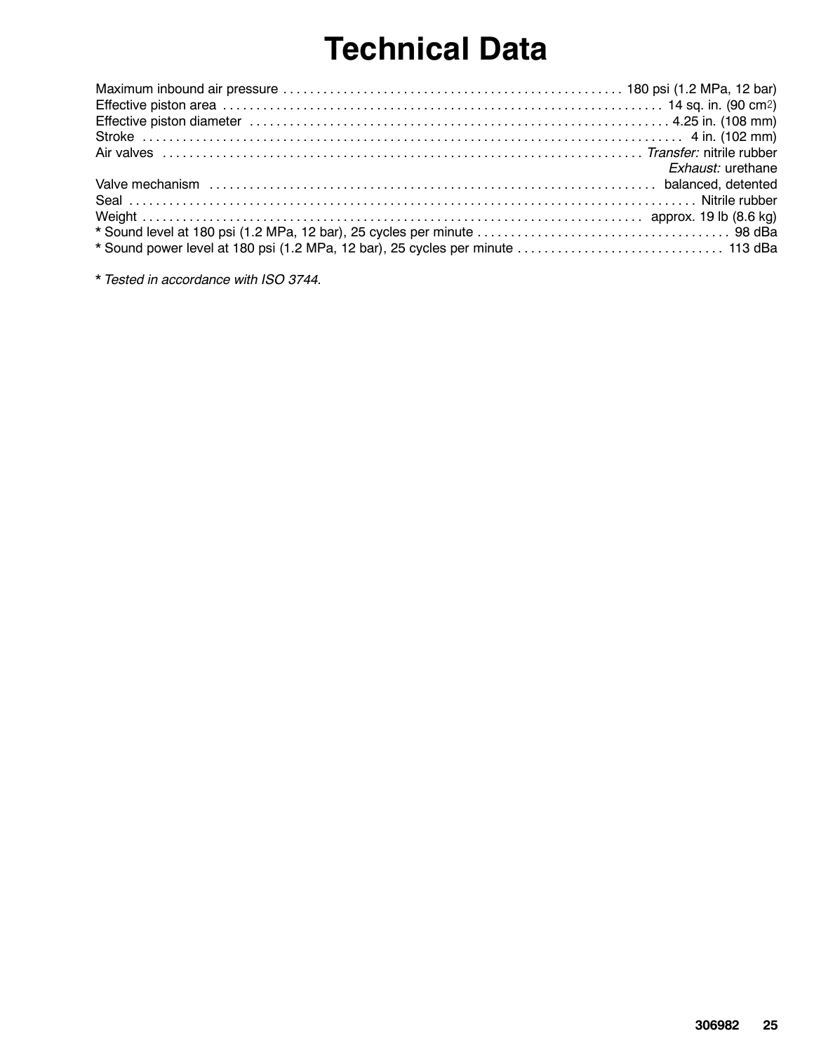# Technical Data

| | |
|---|---|
| Maximum inbound air pressure | 180 psi (1.2 MPa, 12 bar) |
| Effective piston area | 14 sq. in. (90 $cm^2$) |
| Effective piston diameter | 4.25 in. (108 mm) |
| Stroke | 4 in. (102 mm) |
| Air valves | *Transfer:* nitrile rubber<br>*Exhaust:* urethane |
| Valve mechanism | balanced, detented |
| Seal | Nitrile rubber |
| Weight | approx. 19 lb (8.6 kg) |
| * Sound level at 180 psi (1.2 MPa, 12 bar), 25 cycles per minute | 98 dBa |
| * Sound power level at 180 psi (1.2 MPa, 12 bar), 25 cycles per minute | 113 dBa |

* *Tested in accordance with ISO 3744.*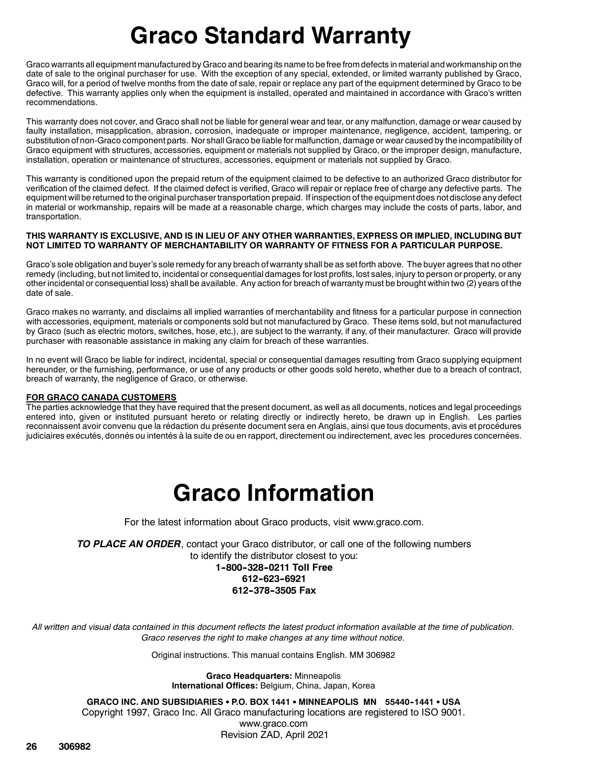# Graco Standard Warranty

Graco warrants all equipment manufactured by Graco and bearing its name to be free from defects in material and workmanship on the date of sale to the original purchaser for use. With the exception of any special, extended, or limited warranty published by Graco, Graco will, for a period of twelve months from the date of sale, repair or replace any part of the equipment determined by Graco to be defective. This warranty applies only when the equipment is installed, operated and maintained in accordance with Graco's written recommendations.

This warranty does not cover, and Graco shall not be liable for general wear and tear, or any malfunction, damage or wear caused by faulty installation, misapplication, abrasion, corrosion, inadequate or improper maintenance, negligence, accident, tampering, or substitution of non-Graco component parts. Nor shall Graco be liable for malfunction, damage or wear caused by the incompatibility of Graco equipment with structures, accessories, equipment or materials not supplied by Graco, or the improper design, manufacture, installation, operation or maintenance of structures, accessories, equipment or materials not supplied by Graco.

This warranty is conditioned upon the prepaid return of the equipment claimed to be defective to an authorized Graco distributor for verification of the claimed defect. If the claimed defect is verified, Graco will repair or replace free of charge any defective parts. The equipment will be returned to the original purchaser transportation prepaid. If inspection of the equipment does not disclose any defect in material or workmanship, repairs will be made at a reasonable charge, which charges may include the costs of parts, labor, and transportation.

**THIS WARRANTY IS EXCLUSIVE, AND IS IN LIEU OF ANY OTHER WARRANTIES, EXPRESS OR IMPLIED, INCLUDING BUT NOT LIMITED TO WARRANTY OF MERCHANTABILITY OR WARRANTY OF FITNESS FOR A PARTICULAR PURPOSE.**

Graco's sole obligation and buyer's sole remedy for any breach of warranty shall be as set forth above. The buyer agrees that no other remedy (including, but not limited to, incidental or consequential damages for lost profits, lost sales, injury to person or property, or any other incidental or consequential loss) shall be available. Any action for breach of warranty must be brought within two (2) years of the date of sale.

Graco makes no warranty, and disclaims all implied warranties of merchantability and fitness for a particular purpose in connection with accessories, equipment, materials or components sold but not manufactured by Graco. These items sold, but not manufactured by Graco (such as electric motors, switches, hose, etc.), are subject to the warranty, if any, of their manufacturer. Graco will provide purchaser with reasonable assistance in making any claim for breach of these warranties.

In no event will Graco be liable for indirect, incidental, special or consequential damages resulting from Graco supplying equipment hereunder, or the furnishing, performance, or use of any products or other goods sold hereto, whether due to a breach of contract, breach of warranty, the negligence of Graco, or otherwise.

**FOR GRACO CANADA CUSTOMERS**

The parties acknowledge that they have required that the present document, as well as all documents, notices and legal proceedings entered into, given or instituted pursuant hereto or relating directly or indirectly hereto, be drawn up in English. Les parties reconnaissent avoir convenu que la rédaction du présente document sera en Anglais, ainsi que tous documents, avis et procédures judiciaires exécutés, donnés ou intentés à la suite de ou en rapport, directement ou indirectement, avec les procedures concernées.

# Graco Information

For the latest information about Graco products, visit www.graco.com.

***TO PLACE AN ORDER***, contact your Graco distributor, or call one of the following numbers to identify the distributor closest to you:

**1-800-328-0211 Toll Free**
**612-623-6921**
**612-378-3505 Fax**

*All written and visual data contained in this document reflects the latest product information available at the time of publication. Graco reserves the right to make changes at any time without notice.*

Original instructions. This manual contains English. MM 306982

**Graco Headquarters:** Minneapolis
**International Offices:** Belgium, China, Japan, Korea

**GRACO INC. AND SUBSIDIARIES • P.O. BOX 1441 • MINNEAPOLIS MN 55440-1441 • USA**
Copyright 1997, Graco Inc. All Graco manufacturing locations are registered to ISO 9001.
www.graco.com
Revision ZAD, April 2021